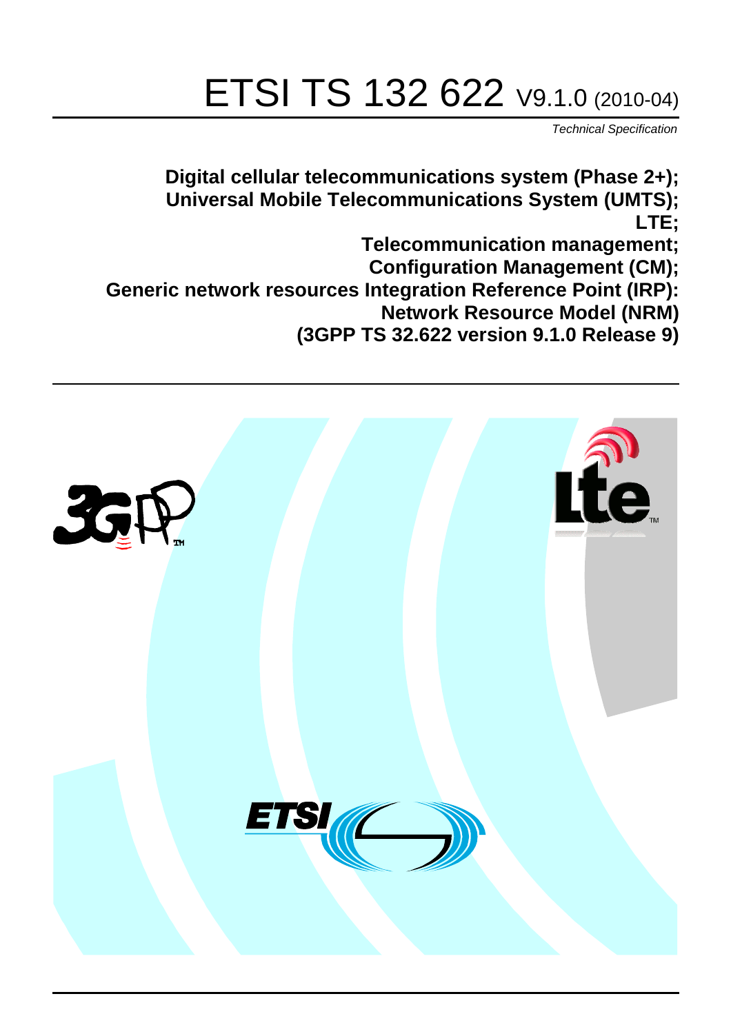# ETSI TS 132 622 V9.1.0 (2010-04)

*Technical Specification*

**Digital cellular telecommunications system (Phase 2+);**
**Universal Mobile Telecommunications System (UMTS);**
**LTE;**
**Telecommunication management;**
**Configuration Management (CM);**
**Generic network resources Integration Reference Point (IRP):**
**Network Resource Model (NRM)**
**(3GPP TS 32.622 version 9.1.0 Release 9)**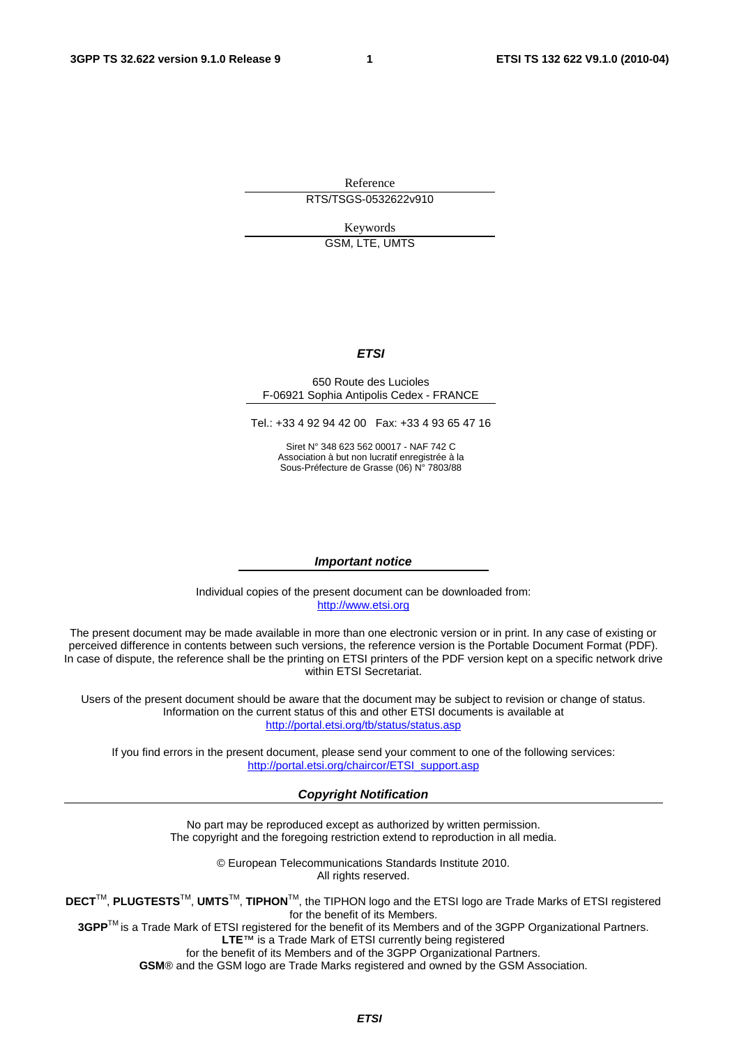Reference

RTS/TSGS-0532622v910

Keywords

GSM, LTE, UMTS

***ETSI***

650 Route des Lucioles
F-06921 Sophia Antipolis Cedex - FRANCE

Tel.: +33 4 92 94 42 00 Fax: +33 4 93 65 47 16

Siret N° 348 623 562 00017 - NAF 742 C
Association à but non lucratif enregistrée à la
Sous-Préfecture de Grasse (06) N° 7803/88

***Important notice***

Individual copies of the present document can be downloaded from:
http://www.etsi.org

The present document may be made available in more than one electronic version or in print. In any case of existing or perceived difference in contents between such versions, the reference version is the Portable Document Format (PDF). In case of dispute, the reference shall be the printing on ETSI printers of the PDF version kept on a specific network drive within ETSI Secretariat.

Users of the present document should be aware that the document may be subject to revision or change of status. Information on the current status of this and other ETSI documents is available at
http://portal.etsi.org/tb/status/status.asp

If you find errors in the present document, please send your comment to one of the following services:
http://portal.etsi.org/chaircor/ETSI_support.asp

***Copyright Notification***

No part may be reproduced except as authorized by written permission.
The copyright and the foregoing restriction extend to reproduction in all media.

© European Telecommunications Standards Institute 2010.
All rights reserved.

**DECT**™, **PLUGTESTS**™, **UMTS**™, **TIPHON**™, the TIPHON logo and the ETSI logo are Trade Marks of ETSI registered for the benefit of its Members.
**3GPP**™ is a Trade Mark of ETSI registered for the benefit of its Members and of the 3GPP Organizational Partners.
**LTE**™ is a Trade Mark of ETSI currently being registered
for the benefit of its Members and of the 3GPP Organizational Partners.
**GSM**® and the GSM logo are Trade Marks registered and owned by the GSM Association.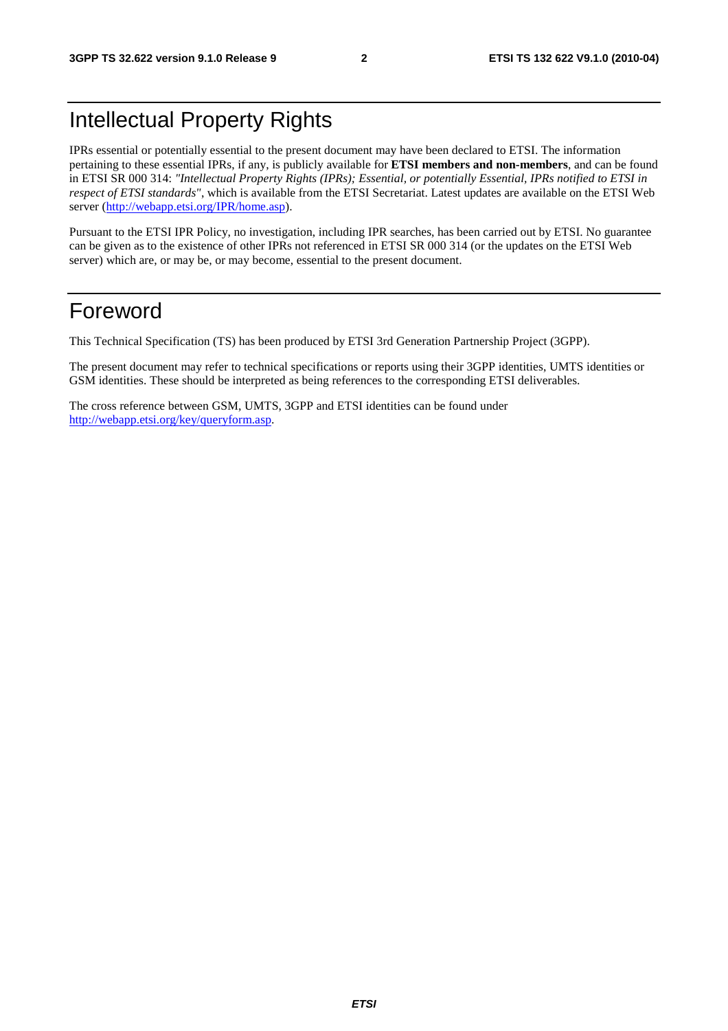# Intellectual Property Rights

IPRs essential or potentially essential to the present document may have been declared to ETSI. The information pertaining to these essential IPRs, if any, is publicly available for **ETSI members and non-members**, and can be found in ETSI SR 000 314: *"Intellectual Property Rights (IPRs); Essential, or potentially Essential, IPRs notified to ETSI in respect of ETSI standards"*, which is available from the ETSI Secretariat. Latest updates are available on the ETSI Web server (http://webapp.etsi.org/IPR/home.asp).

Pursuant to the ETSI IPR Policy, no investigation, including IPR searches, has been carried out by ETSI. No guarantee can be given as to the existence of other IPRs not referenced in ETSI SR 000 314 (or the updates on the ETSI Web server) which are, or may be, or may become, essential to the present document.

# Foreword

This Technical Specification (TS) has been produced by ETSI 3rd Generation Partnership Project (3GPP).

The present document may refer to technical specifications or reports using their 3GPP identities, UMTS identities or GSM identities. These should be interpreted as being references to the corresponding ETSI deliverables.

The cross reference between GSM, UMTS, 3GPP and ETSI identities can be found under http://webapp.etsi.org/key/queryform.asp.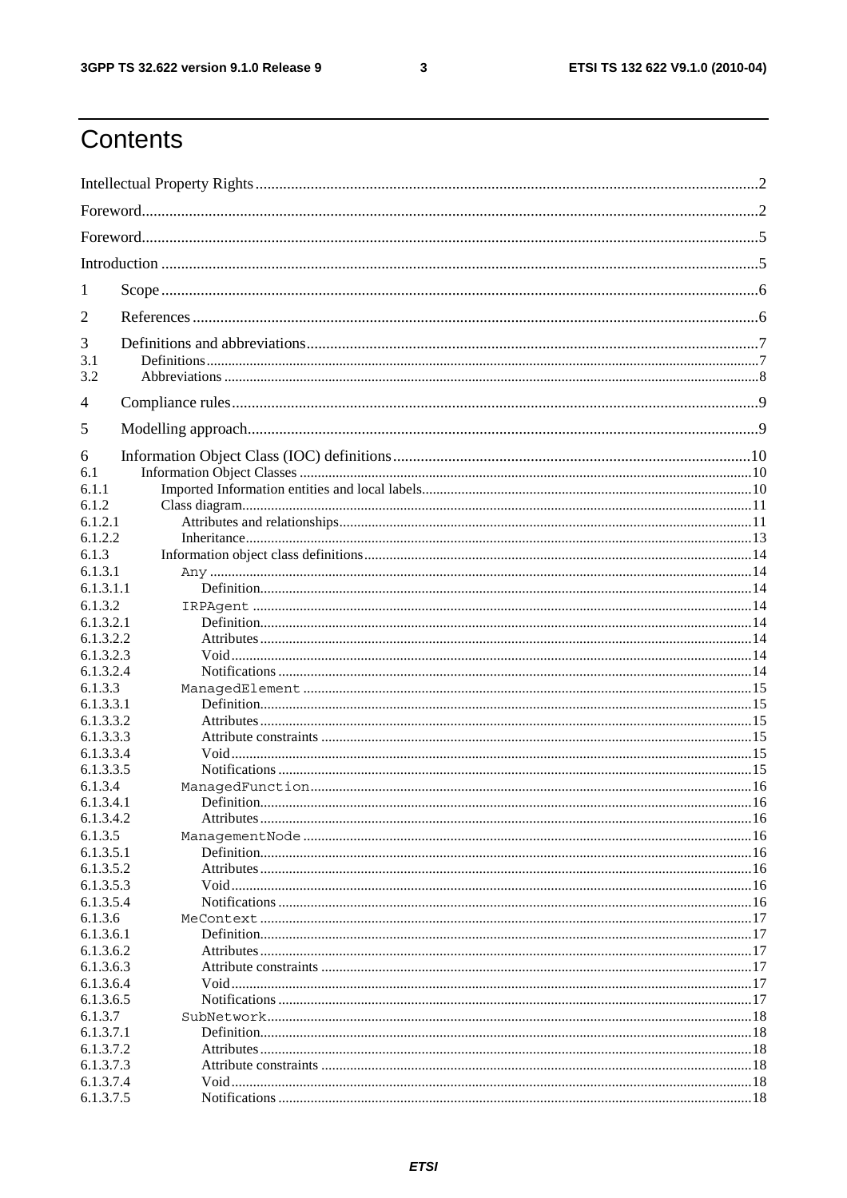# Contents

Intellectual Property Rights ... 2

Foreword ... 2

Foreword ... 5

Introduction ... 5

1 Scope ... 6

2 References ... 6

3 Definitions and abbreviations ... 7
3.1 Definitions ... 7
3.2 Abbreviations ... 8

4 Compliance rules ... 9

5 Modelling approach ... 9

6 Information Object Class (IOC) definitions ... 10
6.1 Information Object Classes ... 10
6.1.1 Imported Information entities and local labels ... 10
6.1.2 Class diagram ... 11
6.1.2.1 Attributes and relationships ... 11
6.1.2.2 Inheritance ... 13
6.1.3 Information object class definitions ... 14
6.1.3.1 `Any` ... 14
6.1.3.1.1 Definition ... 14
6.1.3.2 `IRPAgent` ... 14
6.1.3.2.1 Definition ... 14
6.1.3.2.2 Attributes ... 14
6.1.3.2.3 Void ... 14
6.1.3.2.4 Notifications ... 14
6.1.3.3 `ManagedElement` ... 15
6.1.3.3.1 Definition ... 15
6.1.3.3.2 Attributes ... 15
6.1.3.3.3 Attribute constraints ... 15
6.1.3.3.4 Void ... 15
6.1.3.3.5 Notifications ... 15
6.1.3.4 `ManagedFunction` ... 16
6.1.3.4.1 Definition ... 16
6.1.3.4.2 Attributes ... 16
6.1.3.5 `ManagementNode` ... 16
6.1.3.5.1 Definition ... 16
6.1.3.5.2 Attributes ... 16
6.1.3.5.3 Void ... 16
6.1.3.5.4 Notifications ... 16
6.1.3.6 `MeContext` ... 17
6.1.3.6.1 Definition ... 17
6.1.3.6.2 Attributes ... 17
6.1.3.6.3 Attribute constraints ... 17
6.1.3.6.4 Void ... 17
6.1.3.6.5 Notifications ... 17
6.1.3.7 `SubNetwork` ... 18
6.1.3.7.1 Definition ... 18
6.1.3.7.2 Attributes ... 18
6.1.3.7.3 Attribute constraints ... 18
6.1.3.7.4 Void ... 18
6.1.3.7.5 Notifications ... 18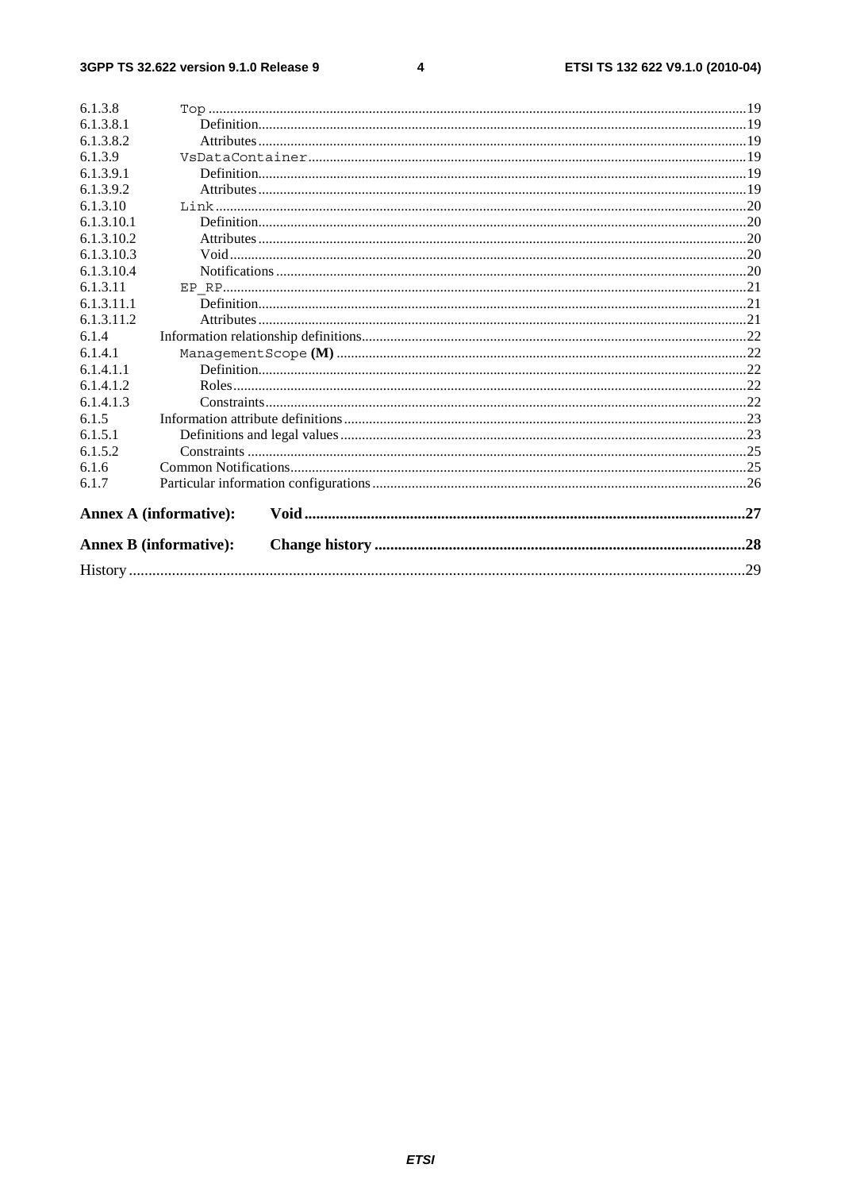6.1.3.8 Top ....................................................................................................................................19
6.1.3.8.1 Definition....................................................................................................................................19
6.1.3.8.2 Attributes....................................................................................................................................19
6.1.3.9 VsDataContainer....................................................................................................................................19
6.1.3.9.1 Definition....................................................................................................................................19
6.1.3.9.2 Attributes....................................................................................................................................19
6.1.3.10 Link....................................................................................................................................20
6.1.3.10.1 Definition....................................................................................................................................20
6.1.3.10.2 Attributes....................................................................................................................................20
6.1.3.10.3 Void....................................................................................................................................20
6.1.3.10.4 Notifications....................................................................................................................................20
6.1.3.11 EP_RP....................................................................................................................................21
6.1.3.11.1 Definition....................................................................................................................................21
6.1.3.11.2 Attributes....................................................................................................................................21
6.1.4 Information relationship definitions....................................................................................................................................22
6.1.4.1 ManagementScope **(M)**....................................................................................................................................22
6.1.4.1.1 Definition....................................................................................................................................22
6.1.4.1.2 Roles....................................................................................................................................22
6.1.4.1.3 Constraints....................................................................................................................................22
6.1.5 Information attribute definitions....................................................................................................................................23
6.1.5.1 Definitions and legal values....................................................................................................................................23
6.1.5.2 Constraints....................................................................................................................................25
6.1.6 Common Notifications....................................................................................................................................25
6.1.7 Particular information configurations....................................................................................................................................26

**Annex A (informative): Void....................................................................................................................................27**

**Annex B (informative): Change history....................................................................................................................................28**

History....................................................................................................................................29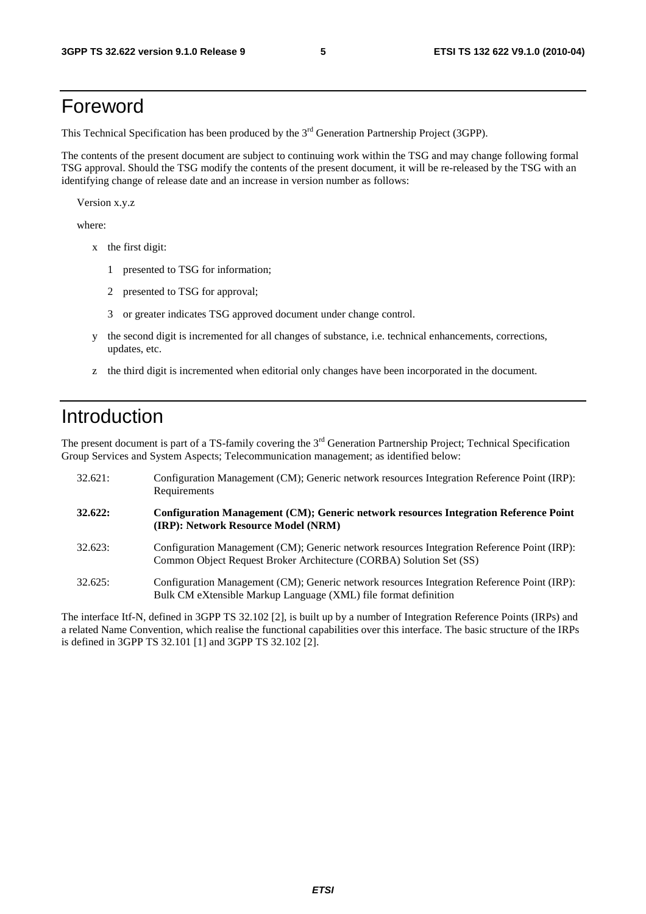# Foreword

This Technical Specification has been produced by the 3rd Generation Partnership Project (3GPP).

The contents of the present document are subject to continuing work within the TSG and may change following formal TSG approval. Should the TSG modify the contents of the present document, it will be re-released by the TSG with an identifying change of release date and an increase in version number as follows:

Version x.y.z

where:

- x the first digit:
  - 1 presented to TSG for information;
  - 2 presented to TSG for approval;
  - 3 or greater indicates TSG approved document under change control.
- y the second digit is incremented for all changes of substance, i.e. technical enhancements, corrections, updates, etc.
- z the third digit is incremented when editorial only changes have been incorporated in the document.

# Introduction

The present document is part of a TS-family covering the 3rd Generation Partnership Project; Technical Specification Group Services and System Aspects; Telecommunication management; as identified below:

32.621: Configuration Management (CM); Generic network resources Integration Reference Point (IRP): Requirements

**32.622: Configuration Management (CM); Generic network resources Integration Reference Point (IRP): Network Resource Model (NRM)**

32.623: Configuration Management (CM); Generic network resources Integration Reference Point (IRP): Common Object Request Broker Architecture (CORBA) Solution Set (SS)

32.625: Configuration Management (CM); Generic network resources Integration Reference Point (IRP): Bulk CM eXtensible Markup Language (XML) file format definition

The interface Itf-N, defined in 3GPP TS 32.102 [2], is built up by a number of Integration Reference Points (IRPs) and a related Name Convention, which realise the functional capabilities over this interface. The basic structure of the IRPs is defined in 3GPP TS 32.101 [1] and 3GPP TS 32.102 [2].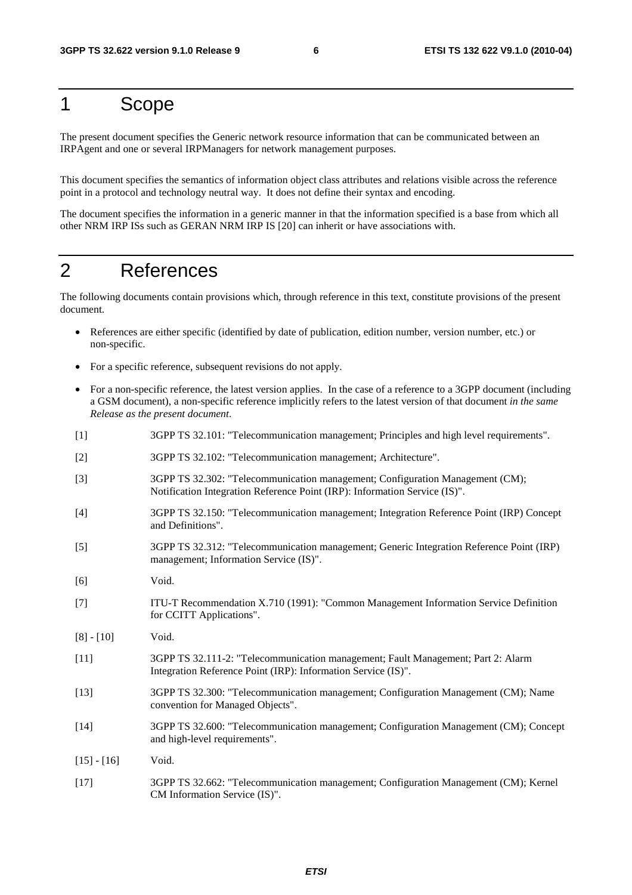# 1 Scope

The present document specifies the Generic network resource information that can be communicated between an IRPAgent and one or several IRPManagers for network management purposes.

This document specifies the semantics of information object class attributes and relations visible across the reference point in a protocol and technology neutral way. It does not define their syntax and encoding.

The document specifies the information in a generic manner in that the information specified is a base from which all other NRM IRP ISs such as GERAN NRM IRP IS [20] can inherit or have associations with.

# 2 References

The following documents contain provisions which, through reference in this text, constitute provisions of the present document.

- References are either specific (identified by date of publication, edition number, version number, etc.) or non-specific.
- For a specific reference, subsequent revisions do not apply.
- For a non-specific reference, the latest version applies. In the case of a reference to a 3GPP document (including a GSM document), a non-specific reference implicitly refers to the latest version of that document *in the same Release as the present document*.

[1] 3GPP TS 32.101: "Telecommunication management; Principles and high level requirements".

[2] 3GPP TS 32.102: "Telecommunication management; Architecture".

[3] 3GPP TS 32.302: "Telecommunication management; Configuration Management (CM); Notification Integration Reference Point (IRP): Information Service (IS)".

[4] 3GPP TS 32.150: "Telecommunication management; Integration Reference Point (IRP) Concept and Definitions".

[5] 3GPP TS 32.312: "Telecommunication management; Generic Integration Reference Point (IRP) management; Information Service (IS)".

[6] Void.

[7] ITU-T Recommendation X.710 (1991): "Common Management Information Service Definition for CCITT Applications".

[8] - [10] Void.

[11] 3GPP TS 32.111-2: "Telecommunication management; Fault Management; Part 2: Alarm Integration Reference Point (IRP): Information Service (IS)".

[13] 3GPP TS 32.300: "Telecommunication management; Configuration Management (CM); Name convention for Managed Objects".

[14] 3GPP TS 32.600: "Telecommunication management; Configuration Management (CM); Concept and high-level requirements".

[15] - [16] Void.

[17] 3GPP TS 32.662: "Telecommunication management; Configuration Management (CM); Kernel CM Information Service (IS)".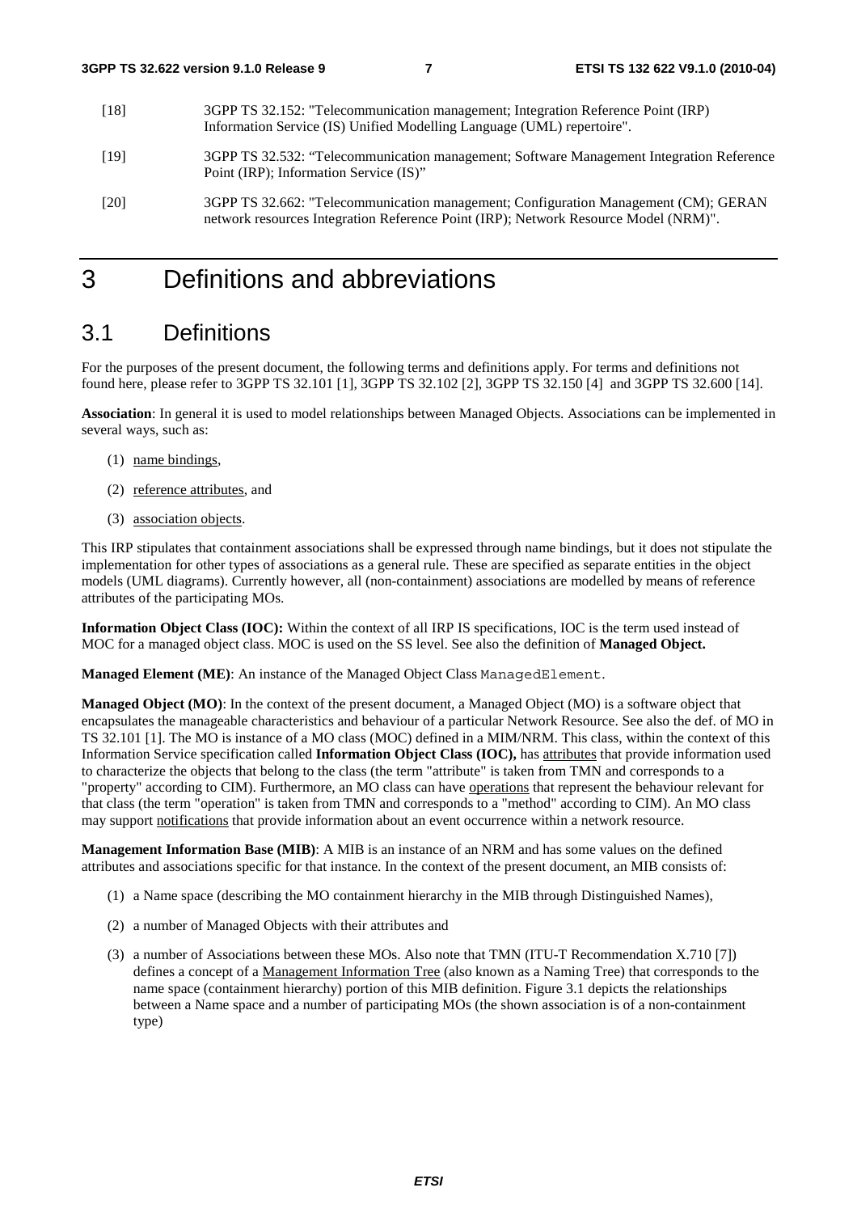[18] 3GPP TS 32.152: "Telecommunication management; Integration Reference Point (IRP) Information Service (IS) Unified Modelling Language (UML) repertoire".

[19] 3GPP TS 32.532: "Telecommunication management; Software Management Integration Reference Point (IRP); Information Service (IS)"

[20] 3GPP TS 32.662: "Telecommunication management; Configuration Management (CM); GERAN network resources Integration Reference Point (IRP); Network Resource Model (NRM)".

# 3 Definitions and abbreviations

## 3.1 Definitions

For the purposes of the present document, the following terms and definitions apply. For terms and definitions not found here, please refer to 3GPP TS 32.101 [1], 3GPP TS 32.102 [2], 3GPP TS 32.150 [4] and 3GPP TS 32.600 [14].

**Association**: In general it is used to model relationships between Managed Objects. Associations can be implemented in several ways, such as:

(1) name bindings,

(2) reference attributes, and

(3) association objects.

This IRP stipulates that containment associations shall be expressed through name bindings, but it does not stipulate the implementation for other types of associations as a general rule. These are specified as separate entities in the object models (UML diagrams). Currently however, all (non-containment) associations are modelled by means of reference attributes of the participating MOs.

**Information Object Class (IOC):** Within the context of all IRP IS specifications, IOC is the term used instead of MOC for a managed object class. MOC is used on the SS level. See also the definition of **Managed Object.**

**Managed Element (ME)**: An instance of the Managed Object Class `ManagedElement`.

**Managed Object (MO)**: In the context of the present document, a Managed Object (MO) is a software object that encapsulates the manageable characteristics and behaviour of a particular Network Resource. See also the def. of MO in TS 32.101 [1]. The MO is instance of a MO class (MOC) defined in a MIM/NRM. This class, within the context of this Information Service specification called **Information Object Class (IOC),** has attributes that provide information used to characterize the objects that belong to the class (the term "attribute" is taken from TMN and corresponds to a "property" according to CIM). Furthermore, an MO class can have operations that represent the behaviour relevant for that class (the term "operation" is taken from TMN and corresponds to a "method" according to CIM). An MO class may support notifications that provide information about an event occurrence within a network resource.

**Management Information Base (MIB)**: A MIB is an instance of an NRM and has some values on the defined attributes and associations specific for that instance. In the context of the present document, an MIB consists of:

(1) a Name space (describing the MO containment hierarchy in the MIB through Distinguished Names),

(2) a number of Managed Objects with their attributes and

(3) a number of Associations between these MOs. Also note that TMN (ITU-T Recommendation X.710 [7]) defines a concept of a Management Information Tree (also known as a Naming Tree) that corresponds to the name space (containment hierarchy) portion of this MIB definition. Figure 3.1 depicts the relationships between a Name space and a number of participating MOs (the shown association is of a non-containment type)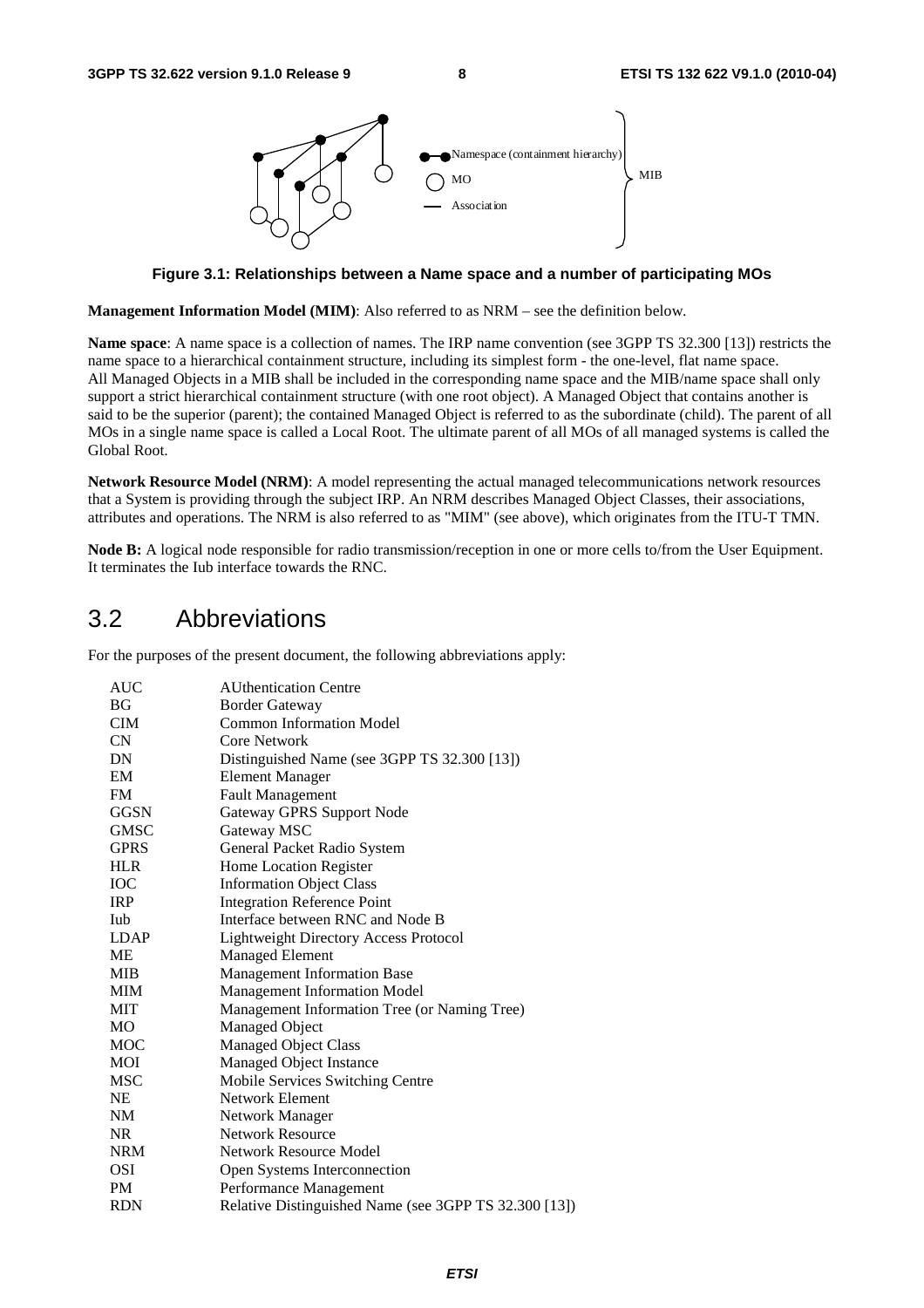**Figure 3.1: Relationships between a Name space and a number of participating MOs**

**Management Information Model (MIM)**: Also referred to as NRM – see the definition below.

**Name space**: A name space is a collection of names. The IRP name convention (see 3GPP TS 32.300 [13]) restricts the name space to a hierarchical containment structure, including its simplest form - the one-level, flat name space. All Managed Objects in a MIB shall be included in the corresponding name space and the MIB/name space shall only support a strict hierarchical containment structure (with one root object). A Managed Object that contains another is said to be the superior (parent); the contained Managed Object is referred to as the subordinate (child). The parent of all MOs in a single name space is called a Local Root. The ultimate parent of all MOs of all managed systems is called the Global Root.

**Network Resource Model (NRM)**: A model representing the actual managed telecommunications network resources that a System is providing through the subject IRP. An NRM describes Managed Object Classes, their associations, attributes and operations. The NRM is also referred to as "MIM" (see above), which originates from the ITU-T TMN.

**Node B:** A logical node responsible for radio transmission/reception in one or more cells to/from the User Equipment. It terminates the Iub interface towards the RNC.

## 3.2 Abbreviations

For the purposes of the present document, the following abbreviations apply:

| | |
|---|---|
| AUC | AUthentication Centre |
| BG | Border Gateway |
| CIM | Common Information Model |
| CN | Core Network |
| DN | Distinguished Name (see 3GPP TS 32.300 [13]) |
| EM | Element Manager |
| FM | Fault Management |
| GGSN | Gateway GPRS Support Node |
| GMSC | Gateway MSC |
| GPRS | General Packet Radio System |
| HLR | Home Location Register |
| IOC | Information Object Class |
| IRP | Integration Reference Point |
| Iub | Interface between RNC and Node B |
| LDAP | Lightweight Directory Access Protocol |
| ME | Managed Element |
| MIB | Management Information Base |
| MIM | Management Information Model |
| MIT | Management Information Tree (or Naming Tree) |
| MO | Managed Object |
| MOC | Managed Object Class |
| MOI | Managed Object Instance |
| MSC | Mobile Services Switching Centre |
| NE | Network Element |
| NM | Network Manager |
| NR | Network Resource |
| NRM | Network Resource Model |
| OSI | Open Systems Interconnection |
| PM | Performance Management |
| RDN | Relative Distinguished Name (see 3GPP TS 32.300 [13]) |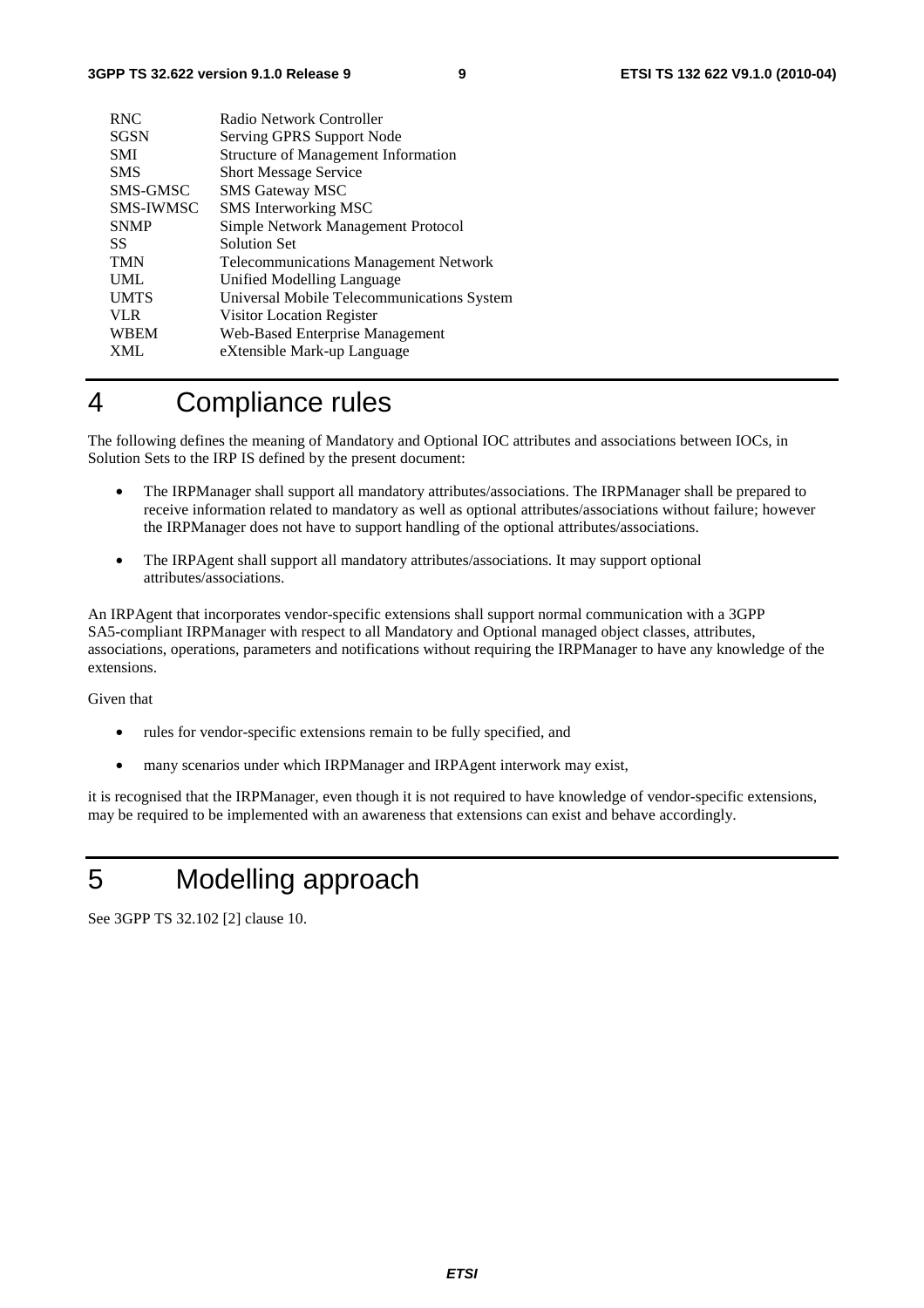| | |
|---|---|
| RNC | Radio Network Controller |
| SGSN | Serving GPRS Support Node |
| SMI | Structure of Management Information |
| SMS | Short Message Service |
| SMS-GMSC | SMS Gateway MSC |
| SMS-IWMSC | SMS Interworking MSC |
| SNMP | Simple Network Management Protocol |
| SS | Solution Set |
| TMN | Telecommunications Management Network |
| UML | Unified Modelling Language |
| UMTS | Universal Mobile Telecommunications System |
| VLR | Visitor Location Register |
| WBEM | Web-Based Enterprise Management |
| XML | eXtensible Mark-up Language |

# 4 Compliance rules

The following defines the meaning of Mandatory and Optional IOC attributes and associations between IOCs, in Solution Sets to the IRP IS defined by the present document:

- The IRPManager shall support all mandatory attributes/associations. The IRPManager shall be prepared to receive information related to mandatory as well as optional attributes/associations without failure; however the IRPManager does not have to support handling of the optional attributes/associations.
- The IRPAgent shall support all mandatory attributes/associations. It may support optional attributes/associations.

An IRPAgent that incorporates vendor-specific extensions shall support normal communication with a 3GPP SA5-compliant IRPManager with respect to all Mandatory and Optional managed object classes, attributes, associations, operations, parameters and notifications without requiring the IRPManager to have any knowledge of the extensions.

Given that

- rules for vendor-specific extensions remain to be fully specified, and
- many scenarios under which IRPManager and IRPAgent interwork may exist,

it is recognised that the IRPManager, even though it is not required to have knowledge of vendor-specific extensions, may be required to be implemented with an awareness that extensions can exist and behave accordingly.

# 5 Modelling approach

See 3GPP TS 32.102 [2] clause 10.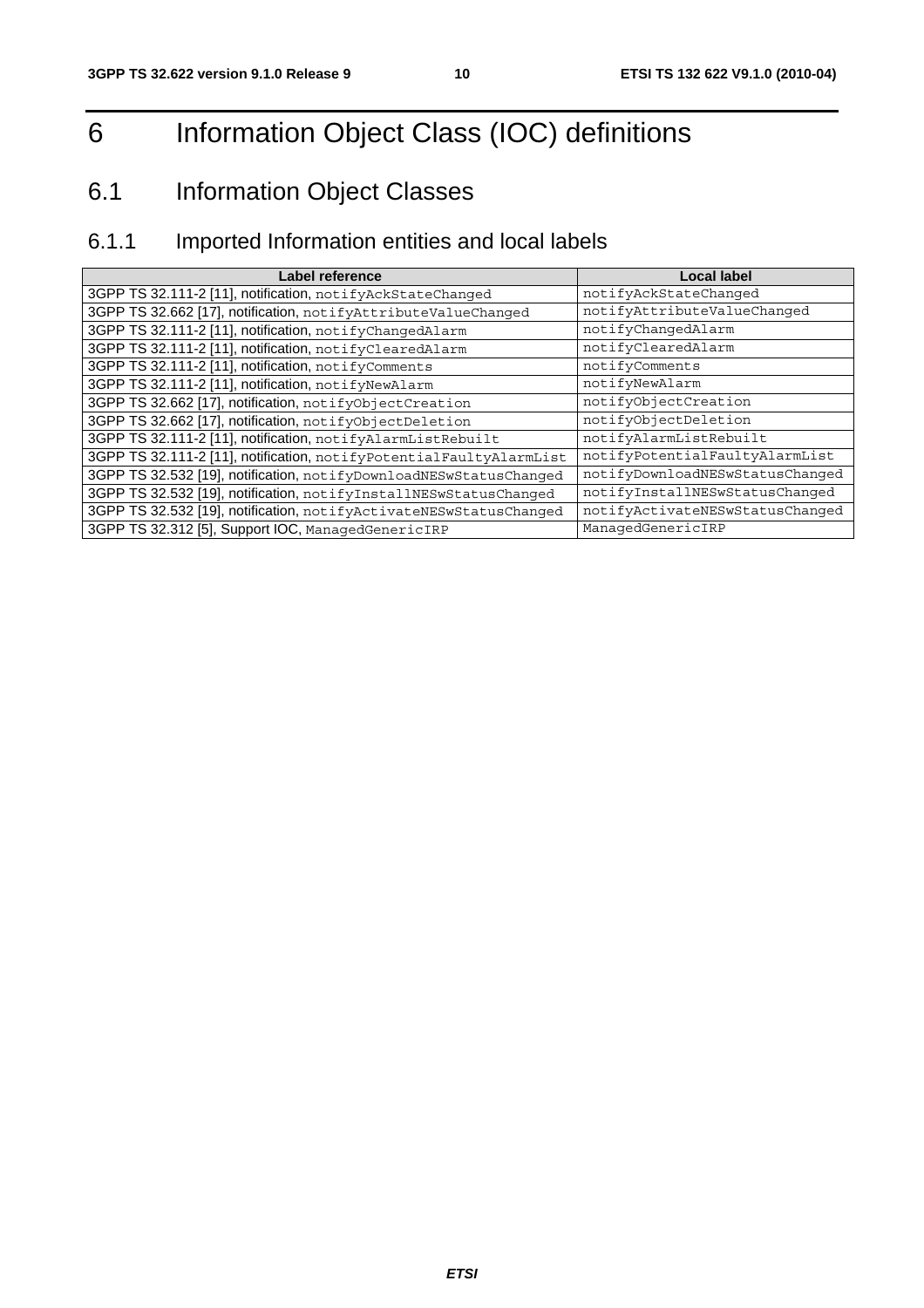# 6 Information Object Class (IOC) definitions

## 6.1 Information Object Classes

### 6.1.1 Imported Information entities and local labels

| Label reference | Local label |
|---|---|
| 3GPP TS 32.111-2 [11], notification, `notifyAckStateChanged` | `notifyAckStateChanged` |
| 3GPP TS 32.662 [17], notification, `notifyAttributeValueChanged` | `notifyAttributeValueChanged` |
| 3GPP TS 32.111-2 [11], notification, `notifyChangedAlarm` | `notifyChangedAlarm` |
| 3GPP TS 32.111-2 [11], notification, `notifyClearedAlarm` | `notifyClearedAlarm` |
| 3GPP TS 32.111-2 [11], notification, `notifyComments` | `notifyComments` |
| 3GPP TS 32.111-2 [11], notification, `notifyNewAlarm` | `notifyNewAlarm` |
| 3GPP TS 32.662 [17], notification, `notifyObjectCreation` | `notifyObjectCreation` |
| 3GPP TS 32.662 [17], notification, `notifyObjectDeletion` | `notifyObjectDeletion` |
| 3GPP TS 32.111-2 [11], notification, `notifyAlarmListRebuilt` | `notifyAlarmListRebuilt` |
| 3GPP TS 32.111-2 [11], notification, `notifyPotentialFaultyAlarmList` | `notifyPotentialFaultyAlarmList` |
| 3GPP TS 32.532 [19], notification, `notifyDownloadNESwStatusChanged` | `notifyDownloadNESwStatusChanged` |
| 3GPP TS 32.532 [19], notification, `notifyInstallNESwStatusChanged` | `notifyInstallNESwStatusChanged` |
| 3GPP TS 32.532 [19], notification, `notifyActivateNESwStatusChanged` | `notifyActivateNESwStatusChanged` |
| 3GPP TS 32.312 [5], Support IOC, `ManagedGenericIRP` | `ManagedGenericIRP` |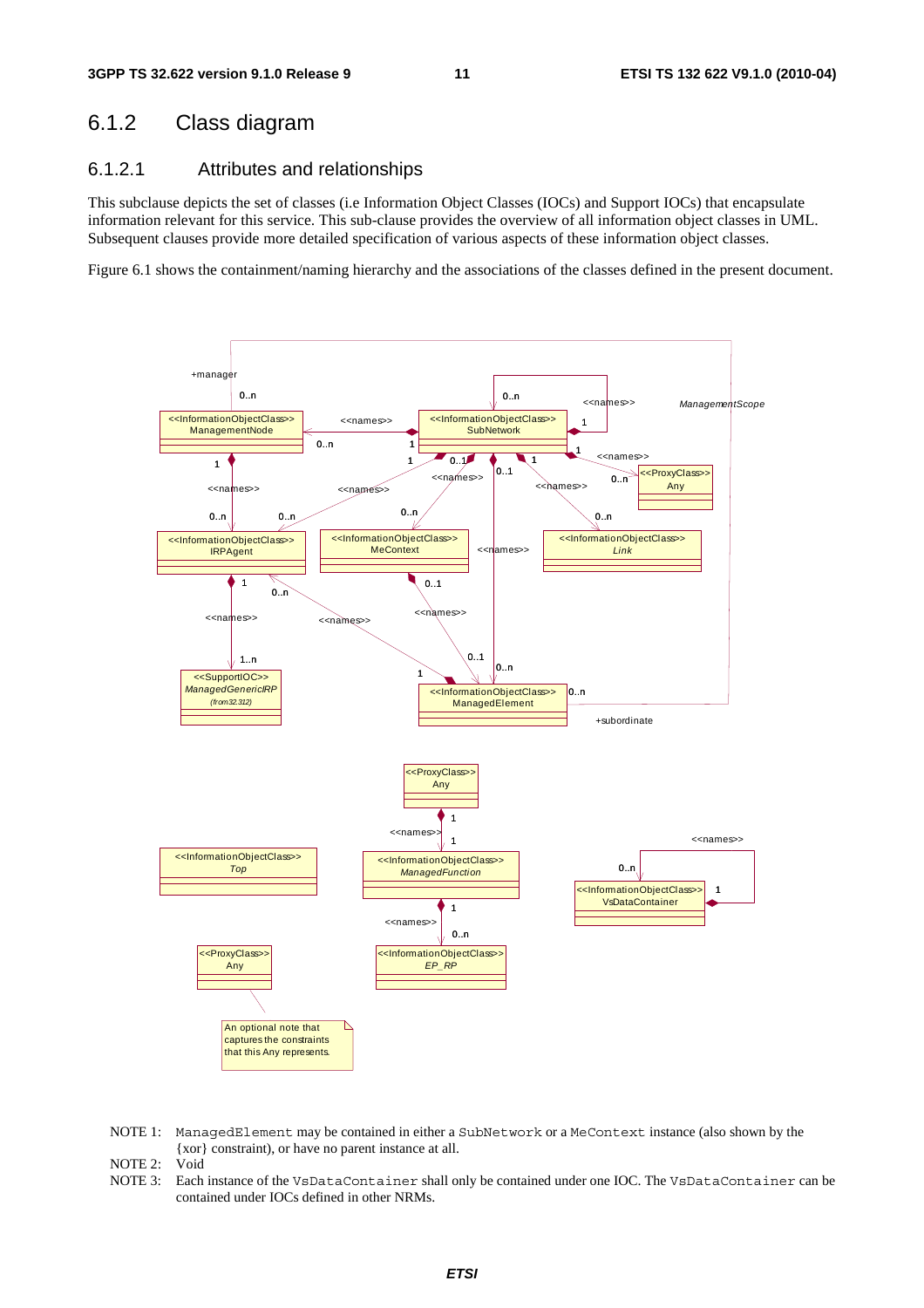### 6.1.2 Class diagram

#### 6.1.2.1 Attributes and relationships

This subclause depicts the set of classes (i.e Information Object Classes (IOCs) and Support IOCs) that encapsulate information relevant for this service. This sub-clause provides the overview of all information object classes in UML. Subsequent clauses provide more detailed specification of various aspects of these information object classes.

Figure 6.1 shows the containment/naming hierarchy and the associations of the classes defined in the present document.

NOTE 1: ManagedElement may be contained in either a SubNetwork or a MeContext instance (also shown by the {xor} constraint), or have no parent instance at all.

NOTE 2: Void

NOTE 3: Each instance of the VsDataContainer shall only be contained under one IOC. The VsDataContainer can be contained under IOCs defined in other NRMs.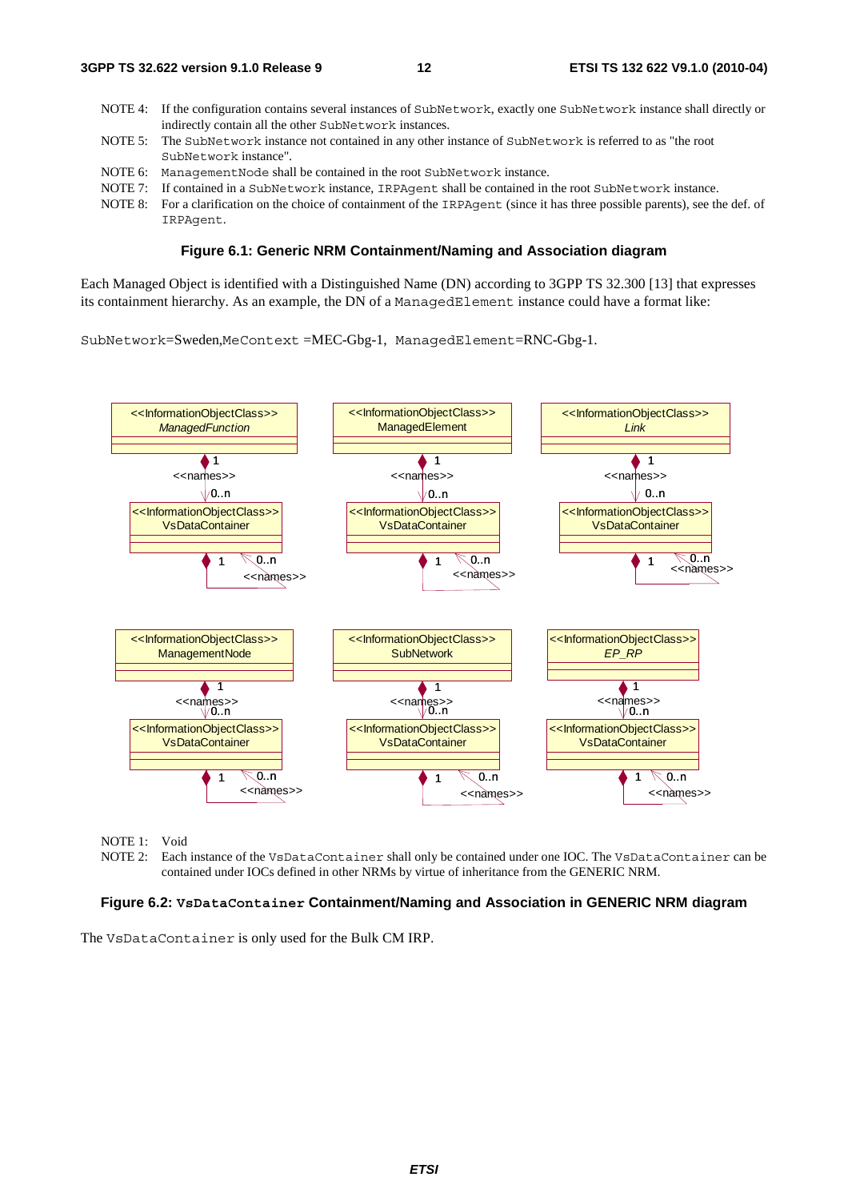NOTE 4: If the configuration contains several instances of SubNetwork, exactly one SubNetwork instance shall directly or indirectly contain all the other SubNetwork instances.

NOTE 5: The SubNetwork instance not contained in any other instance of SubNetwork is referred to as "the root SubNetwork instance".

NOTE 6: ManagementNode shall be contained in the root SubNetwork instance.

NOTE 7: If contained in a SubNetwork instance, IRPAgent shall be contained in the root SubNetwork instance.

NOTE 8: For a clarification on the choice of containment of the IRPAgent (since it has three possible parents), see the def. of IRPAgent.

**Figure 6.1: Generic NRM Containment/Naming and Association diagram**

Each Managed Object is identified with a Distinguished Name (DN) according to 3GPP TS 32.300 [13] that expresses its containment hierarchy. As an example, the DN of a ManagedElement instance could have a format like:

SubNetwork=Sweden,MeContext =MEC-Gbg-1, ManagedElement=RNC-Gbg-1.

NOTE 1: Void

NOTE 2: Each instance of the VsDataContainer shall only be contained under one IOC. The VsDataContainer can be contained under IOCs defined in other NRMs by virtue of inheritance from the GENERIC NRM.

**Figure 6.2: VsDataContainer Containment/Naming and Association in GENERIC NRM diagram**

The VsDataContainer is only used for the Bulk CM IRP.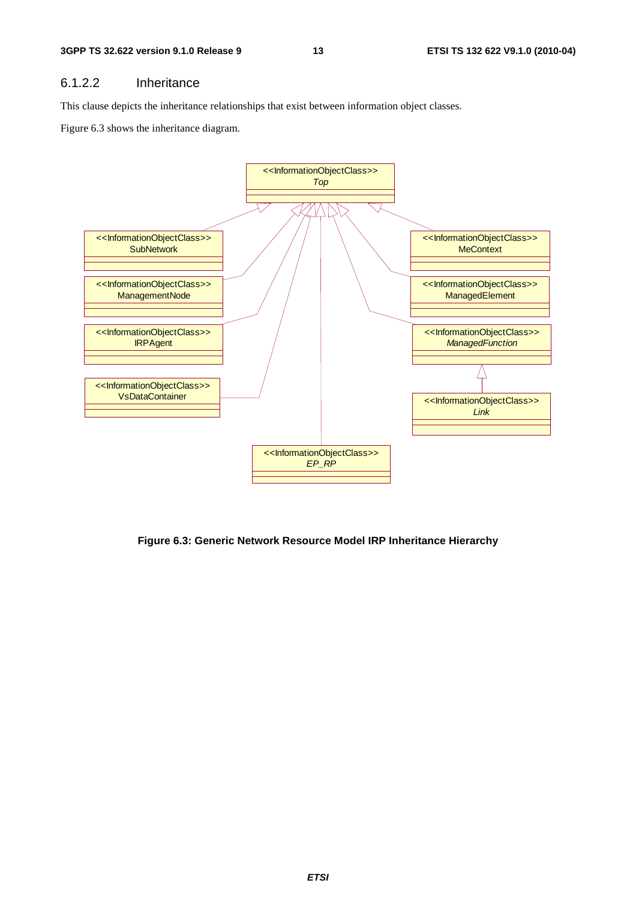### 6.1.2.2 Inheritance

This clause depicts the inheritance relationships that exist between information object classes.

Figure 6.3 shows the inheritance diagram.

**Figure 6.3: Generic Network Resource Model IRP Inheritance Hierarchy**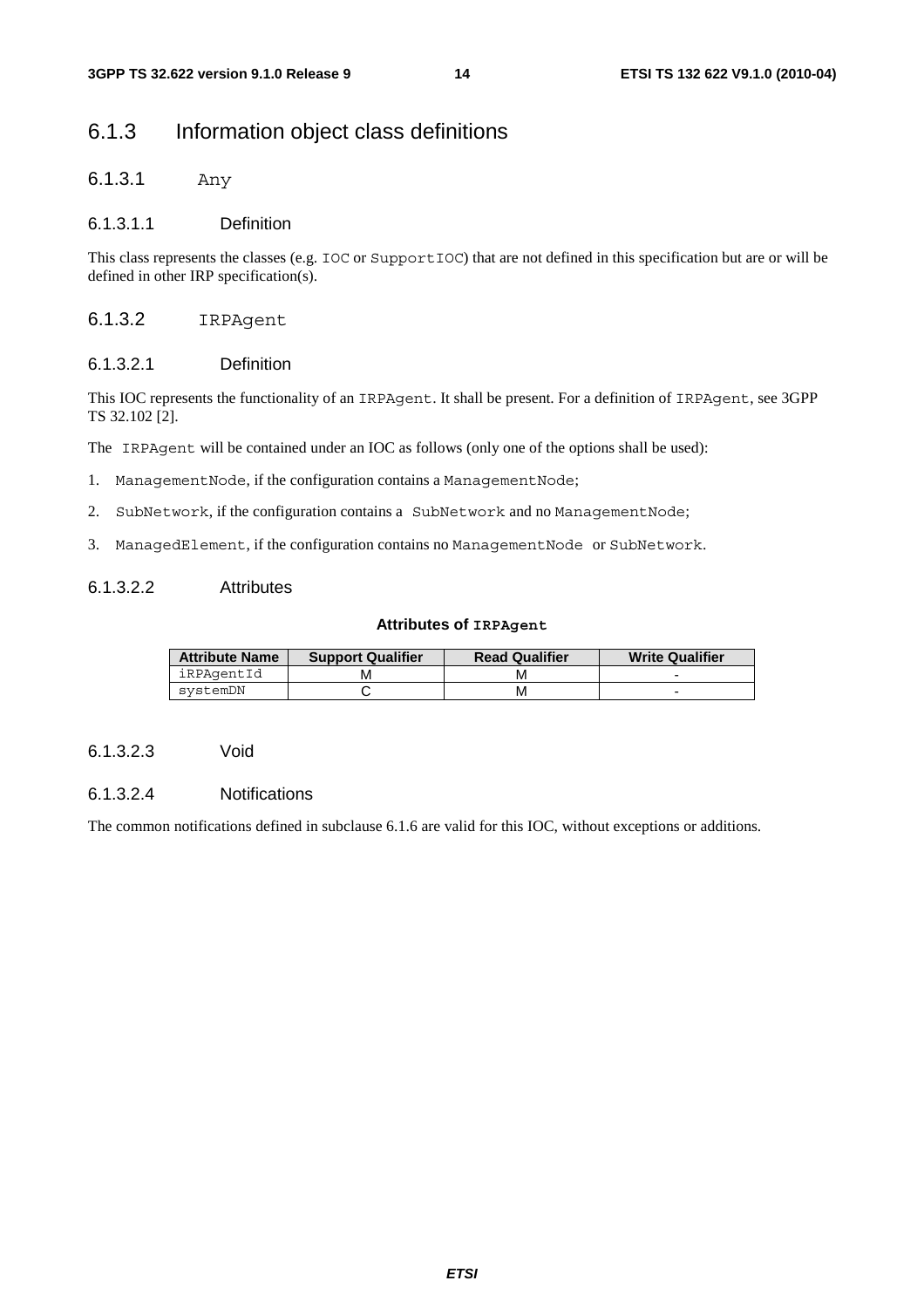## 6.1.3 Information object class definitions

### 6.1.3.1 Any

#### 6.1.3.1.1 Definition

This class represents the classes (e.g. IOC or SupportIOC) that are not defined in this specification but are or will be defined in other IRP specification(s).

### 6.1.3.2 IRPAgent

#### 6.1.3.2.1 Definition

This IOC represents the functionality of an IRPAgent. It shall be present. For a definition of IRPAgent, see 3GPP TS 32.102 [2].

The IRPAgent will be contained under an IOC as follows (only one of the options shall be used):

1. ManagementNode, if the configuration contains a ManagementNode;
2. SubNetwork, if the configuration contains a SubNetwork and no ManagementNode;
3. ManagedElement, if the configuration contains no ManagementNode or SubNetwork.

#### 6.1.3.2.2 Attributes

**Attributes of IRPAgent**

| Attribute Name | Support Qualifier | Read Qualifier | Write Qualifier |
| --- | --- | --- | --- |
| iRPAgentId | M | M | - |
| systemDN | C | M | - |

#### 6.1.3.2.3 Void

#### 6.1.3.2.4 Notifications

The common notifications defined in subclause 6.1.6 are valid for this IOC, without exceptions or additions.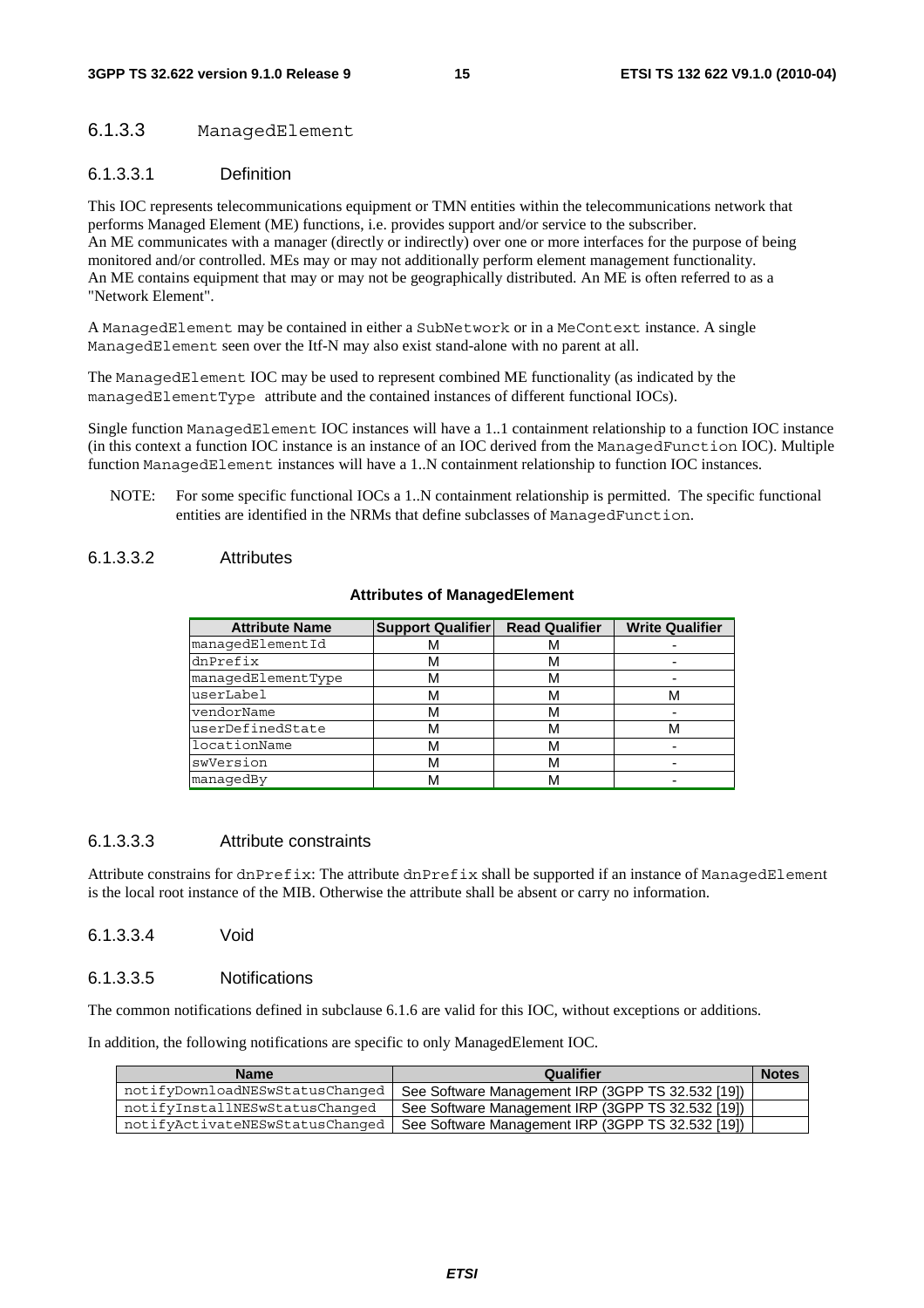### 6.1.3.3 ManagedElement

#### 6.1.3.3.1 Definition

This IOC represents telecommunications equipment or TMN entities within the telecommunications network that performs Managed Element (ME) functions, i.e. provides support and/or service to the subscriber.
An ME communicates with a manager (directly or indirectly) over one or more interfaces for the purpose of being monitored and/or controlled. MEs may or may not additionally perform element management functionality.
An ME contains equipment that may or may not be geographically distributed. An ME is often referred to as a "Network Element".

A ManagedElement may be contained in either a SubNetwork or in a MeContext instance. A single ManagedElement seen over the Itf-N may also exist stand-alone with no parent at all.

The ManagedElement IOC may be used to represent combined ME functionality (as indicated by the managedElementType attribute and the contained instances of different functional IOCs).

Single function ManagedElement IOC instances will have a 1..1 containment relationship to a function IOC instance (in this context a function IOC instance is an instance of an IOC derived from the ManagedFunction IOC). Multiple function ManagedElement instances will have a 1..N containment relationship to function IOC instances.

NOTE: For some specific functional IOCs a 1..N containment relationship is permitted. The specific functional entities are identified in the NRMs that define subclasses of ManagedFunction.

#### 6.1.3.3.2 Attributes

**Attributes of ManagedElement**

| Attribute Name | Support Qualifier | Read Qualifier | Write Qualifier |
|---|---|---|---|
| managedElementId | M | M | - |
| dnPrefix | M | M | - |
| managedElementType | M | M | - |
| userLabel | M | M | M |
| vendorName | M | M | - |
| userDefinedState | M | M | M |
| locationName | M | M | - |
| swVersion | M | M | - |
| managedBy | M | M | - |

#### 6.1.3.3.3 Attribute constraints

Attribute constrains for dnPrefix: The attribute dnPrefix shall be supported if an instance of ManagedElement is the local root instance of the MIB. Otherwise the attribute shall be absent or carry no information.

#### 6.1.3.3.4 Void

#### 6.1.3.3.5 Notifications

The common notifications defined in subclause 6.1.6 are valid for this IOC, without exceptions or additions.

In addition, the following notifications are specific to only ManagedElement IOC.

| Name | Qualifier | Notes |
|---|---|---|
| notifyDownloadNESwStatusChanged | See Software Management IRP (3GPP TS 32.532 [19]) | |
| notifyInstallNESwStatusChanged | See Software Management IRP (3GPP TS 32.532 [19]) | |
| notifyActivateNESwStatusChanged | See Software Management IRP (3GPP TS 32.532 [19]) | |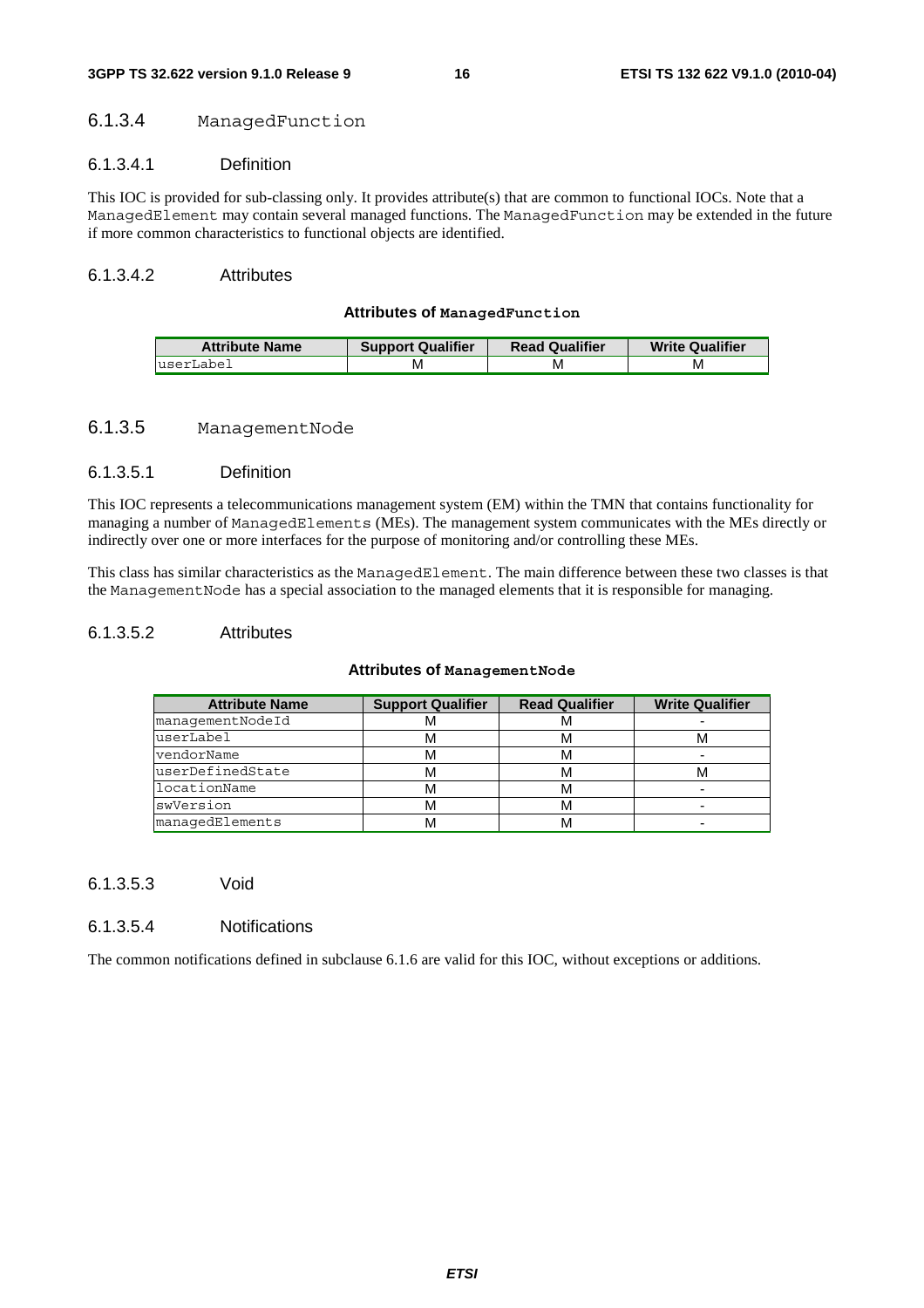### 6.1.3.4 ManagedFunction

#### 6.1.3.4.1 Definition

This IOC is provided for sub-classing only. It provides attribute(s) that are common to functional IOCs. Note that a ManagedElement may contain several managed functions. The ManagedFunction may be extended in the future if more common characteristics to functional objects are identified.

#### 6.1.3.4.2 Attributes

**Attributes of ManagedFunction**

| Attribute Name | Support Qualifier | Read Qualifier | Write Qualifier |
|---|---|---|---|
| userLabel | M | M | M |

### 6.1.3.5 ManagementNode

#### 6.1.3.5.1 Definition

This IOC represents a telecommunications management system (EM) within the TMN that contains functionality for managing a number of ManagedElements (MEs). The management system communicates with the MEs directly or indirectly over one or more interfaces for the purpose of monitoring and/or controlling these MEs.

This class has similar characteristics as the ManagedElement. The main difference between these two classes is that the ManagementNode has a special association to the managed elements that it is responsible for managing.

#### 6.1.3.5.2 Attributes

**Attributes of ManagementNode**

| Attribute Name | Support Qualifier | Read Qualifier | Write Qualifier |
|---|---|---|---|
| managementNodeId | M | M | - |
| userLabel | M | M | M |
| vendorName | M | M | - |
| userDefinedState | M | M | M |
| locationName | M | M | - |
| swVersion | M | M | - |
| managedElements | M | M | - |

#### 6.1.3.5.3 Void

#### 6.1.3.5.4 Notifications

The common notifications defined in subclause 6.1.6 are valid for this IOC, without exceptions or additions.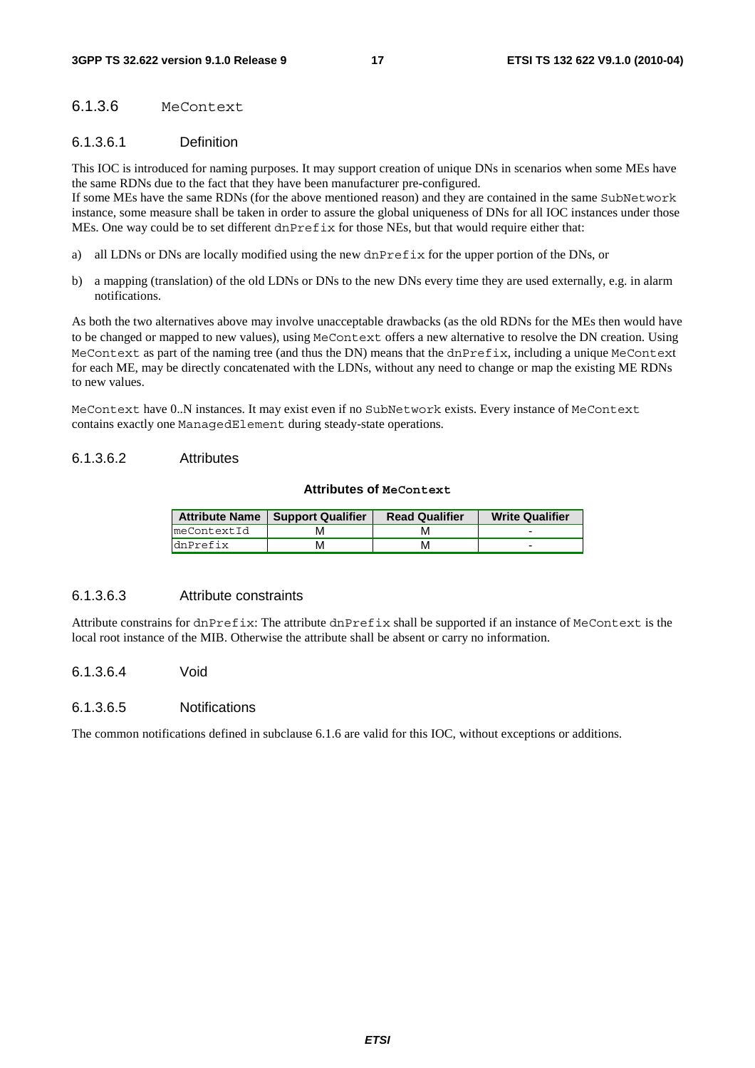### 6.1.3.6 MeContext

#### 6.1.3.6.1 Definition

This IOC is introduced for naming purposes. It may support creation of unique DNs in scenarios when some MEs have the same RDNs due to the fact that they have been manufacturer pre-configured.
If some MEs have the same RDNs (for the above mentioned reason) and they are contained in the same SubNetwork instance, some measure shall be taken in order to assure the global uniqueness of DNs for all IOC instances under those MEs. One way could be to set different dnPrefix for those NEs, but that would require either that:

a) all LDNs or DNs are locally modified using the new dnPrefix for the upper portion of the DNs, or

b) a mapping (translation) of the old LDNs or DNs to the new DNs every time they are used externally, e.g. in alarm notifications.

As both the two alternatives above may involve unacceptable drawbacks (as the old RDNs for the MEs then would have to be changed or mapped to new values), using MeContext offers a new alternative to resolve the DN creation. Using MeContext as part of the naming tree (and thus the DN) means that the dnPrefix, including a unique MeContext for each ME, may be directly concatenated with the LDNs, without any need to change or map the existing ME RDNs to new values.

MeContext have 0..N instances. It may exist even if no SubNetwork exists. Every instance of MeContext contains exactly one ManagedElement during steady-state operations.

#### 6.1.3.6.2 Attributes

**Attributes of MeContext**

| Attribute Name | Support Qualifier | Read Qualifier | Write Qualifier |
|---|---|---|---|
| meContextId | M | M | - |
| dnPrefix | M | M | - |

#### 6.1.3.6.3 Attribute constraints

Attribute constrains for dnPrefix: The attribute dnPrefix shall be supported if an instance of MeContext is the local root instance of the MIB. Otherwise the attribute shall be absent or carry no information.

#### 6.1.3.6.4 Void

#### 6.1.3.6.5 Notifications

The common notifications defined in subclause 6.1.6 are valid for this IOC, without exceptions or additions.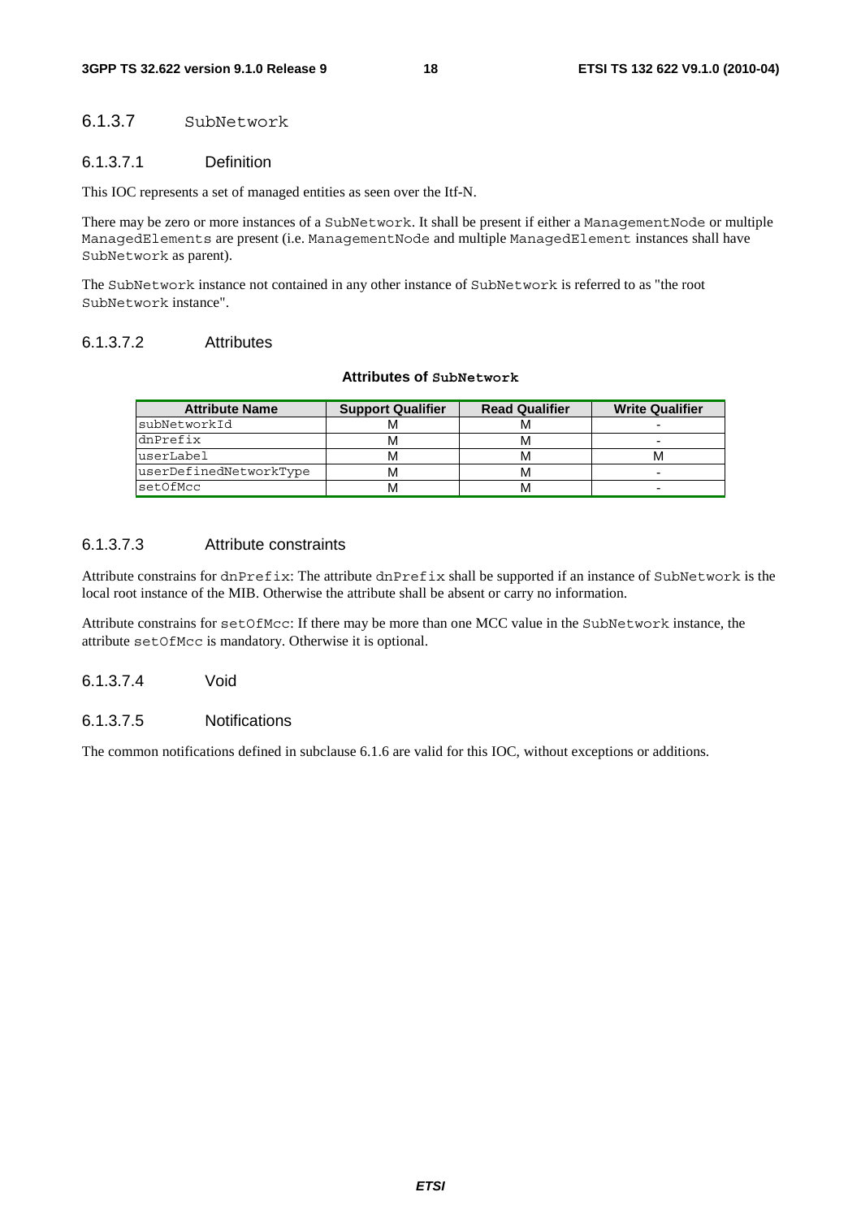### 6.1.3.7 SubNetwork

#### 6.1.3.7.1 Definition

This IOC represents a set of managed entities as seen over the Itf-N.

There may be zero or more instances of a SubNetwork. It shall be present if either a ManagementNode or multiple ManagedElements are present (i.e. ManagementNode and multiple ManagedElement instances shall have SubNetwork as parent).

The SubNetwork instance not contained in any other instance of SubNetwork is referred to as "the root SubNetwork instance".

#### 6.1.3.7.2 Attributes

**Attributes of SubNetwork**

| Attribute Name | Support Qualifier | Read Qualifier | Write Qualifier |
| --- | --- | --- | --- |
| subNetworkId | M | M | - |
| dnPrefix | M | M | - |
| userLabel | M | M | M |
| userDefinedNetworkType | M | M | - |
| setOfMcc | M | M | - |

#### 6.1.3.7.3 Attribute constraints

Attribute constrains for dnPrefix: The attribute dnPrefix shall be supported if an instance of SubNetwork is the local root instance of the MIB. Otherwise the attribute shall be absent or carry no information.

Attribute constrains for setOfMcc: If there may be more than one MCC value in the SubNetwork instance, the attribute setOfMcc is mandatory. Otherwise it is optional.

#### 6.1.3.7.4 Void

#### 6.1.3.7.5 Notifications

The common notifications defined in subclause 6.1.6 are valid for this IOC, without exceptions or additions.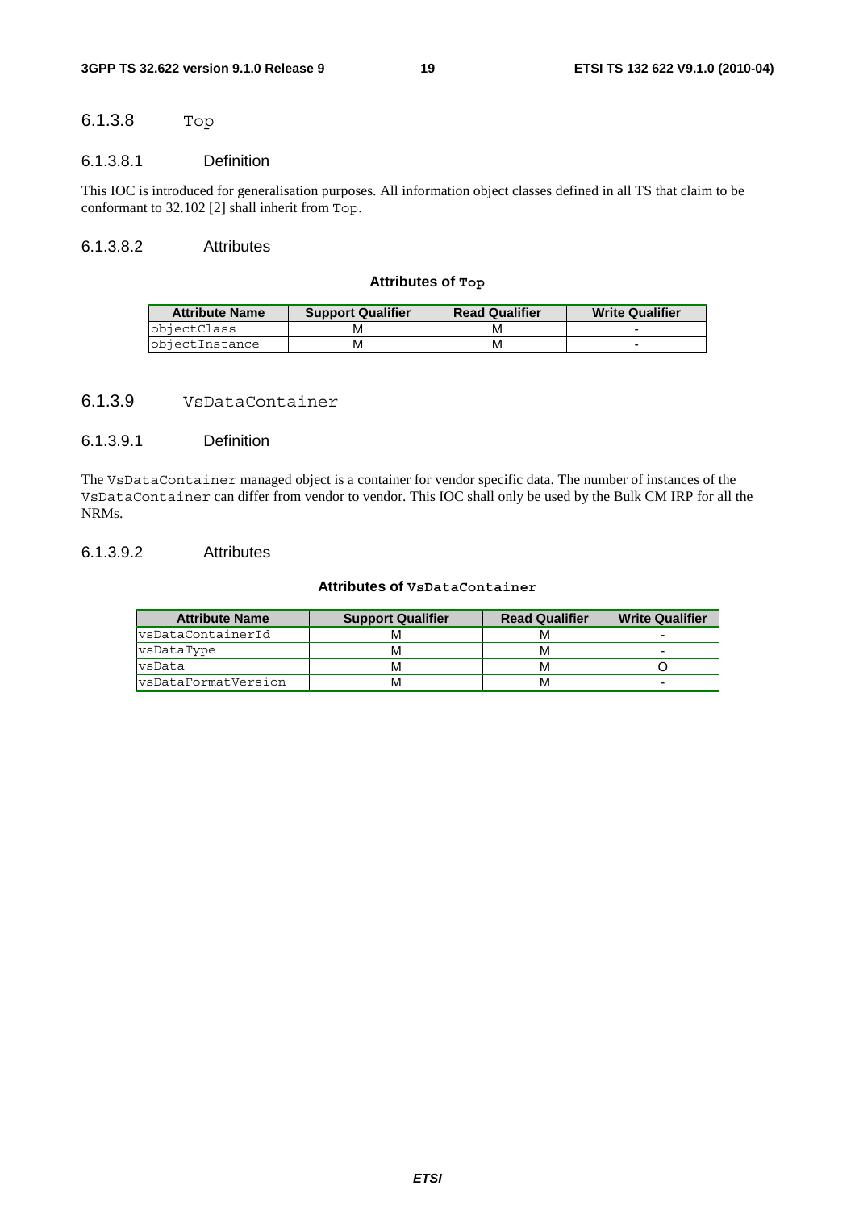#### 6.1.3.8 Top

##### 6.1.3.8.1 Definition

This IOC is introduced for generalisation purposes. All information object classes defined in all TS that claim to be conformant to 32.102 [2] shall inherit from Top.

##### 6.1.3.8.2 Attributes

**Attributes of Top**

| Attribute Name | Support Qualifier | Read Qualifier | Write Qualifier |
|---|---|---|---|
| objectClass | M | M | - |
| objectInstance | M | M | - |

#### 6.1.3.9 VsDataContainer

##### 6.1.3.9.1 Definition

The VsDataContainer managed object is a container for vendor specific data. The number of instances of the VsDataContainer can differ from vendor to vendor. This IOC shall only be used by the Bulk CM IRP for all the NRMs.

##### 6.1.3.9.2 Attributes

**Attributes of VsDataContainer**

| Attribute Name | Support Qualifier | Read Qualifier | Write Qualifier |
|---|---|---|---|
| vsDataContainerId | M | M | - |
| vsDataType | M | M | - |
| vsData | M | M | O |
| vsDataFormatVersion | M | M | - |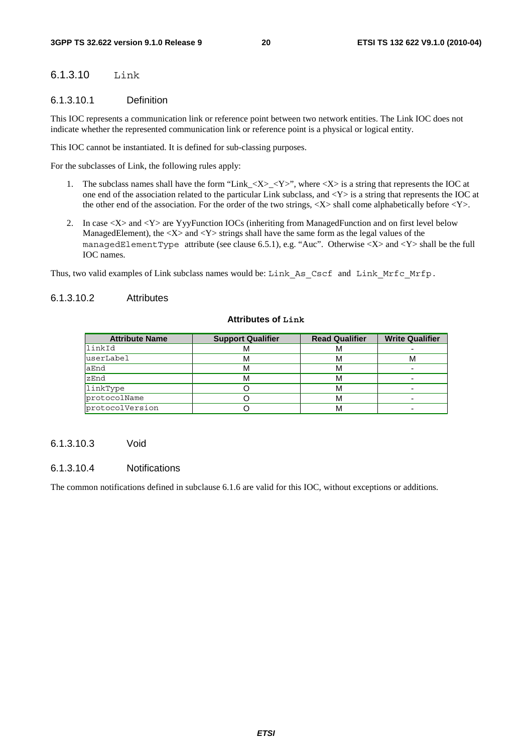### 6.1.3.10 Link

#### 6.1.3.10.1 Definition

This IOC represents a communication link or reference point between two network entities. The Link IOC does not indicate whether the represented communication link or reference point is a physical or logical entity.

This IOC cannot be instantiated. It is defined for sub-classing purposes.

For the subclasses of Link, the following rules apply:

1. The subclass names shall have the form "Link_<X>_<Y>", where <X> is a string that represents the IOC at one end of the association related to the particular Link subclass, and <Y> is a string that represents the IOC at the other end of the association. For the order of the two strings, <X> shall come alphabetically before <Y>.

2. In case <X> and <Y> are YyyFunction IOCs (inheriting from ManagedFunction and on first level below ManagedElement), the <X> and <Y> strings shall have the same form as the legal values of the managedElementType attribute (see clause 6.5.1), e.g. "Auc". Otherwise <X> and <Y> shall be the full IOC names.

Thus, two valid examples of Link subclass names would be: Link_As_Cscf and Link_Mrfc_Mrfp.

#### 6.1.3.10.2 Attributes

**Attributes of Link**

| Attribute Name | Support Qualifier | Read Qualifier | Write Qualifier |
|---|---|---|---|
| linkId | M | M | - |
| userLabel | M | M | M |
| aEnd | M | M | - |
| zEnd | M | M | - |
| linkType | O | M | - |
| protocolName | O | M | - |
| protocolVersion | O | M | - |

#### 6.1.3.10.3 Void

#### 6.1.3.10.4 Notifications

The common notifications defined in subclause 6.1.6 are valid for this IOC, without exceptions or additions.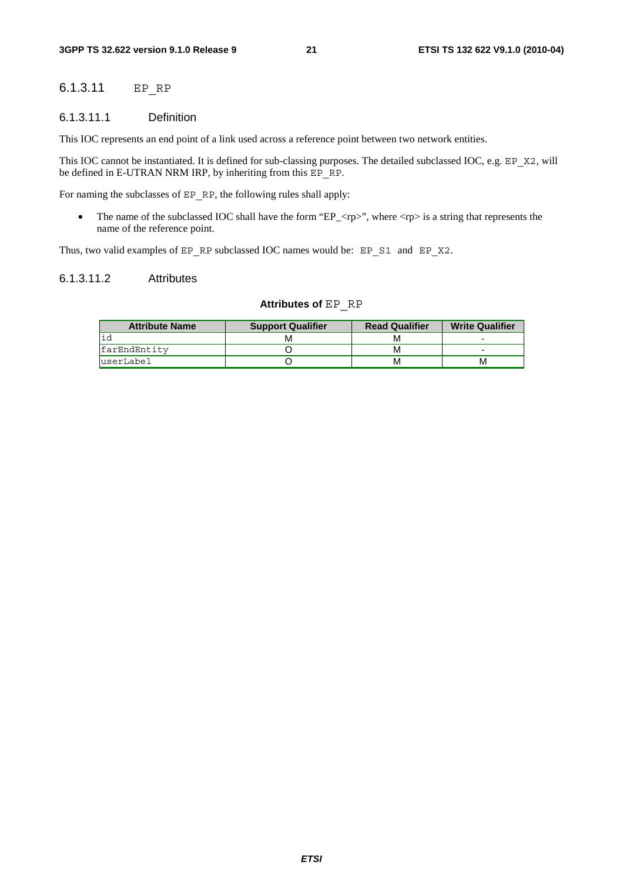### 6.1.3.11 EP_RP

#### 6.1.3.11.1 Definition

This IOC represents an end point of a link used across a reference point between two network entities.

This IOC cannot be instantiated. It is defined for sub-classing purposes. The detailed subclassed IOC, e.g. EP_X2, will be defined in E-UTRAN NRM IRP, by inheriting from this EP_RP.

For naming the subclasses of EP_RP, the following rules shall apply:

- The name of the subclassed IOC shall have the form "EP_<rp>", where <rp> is a string that represents the name of the reference point.

Thus, two valid examples of EP_RP subclassed IOC names would be: EP_S1 and EP_X2.

#### 6.1.3.11.2 Attributes

**Attributes of** EP_RP

| Attribute Name | Support Qualifier | Read Qualifier | Write Qualifier |
|---|---|---|---|
| id | M | M | - |
| farEndEntity | O | M | - |
| userLabel | O | M | M |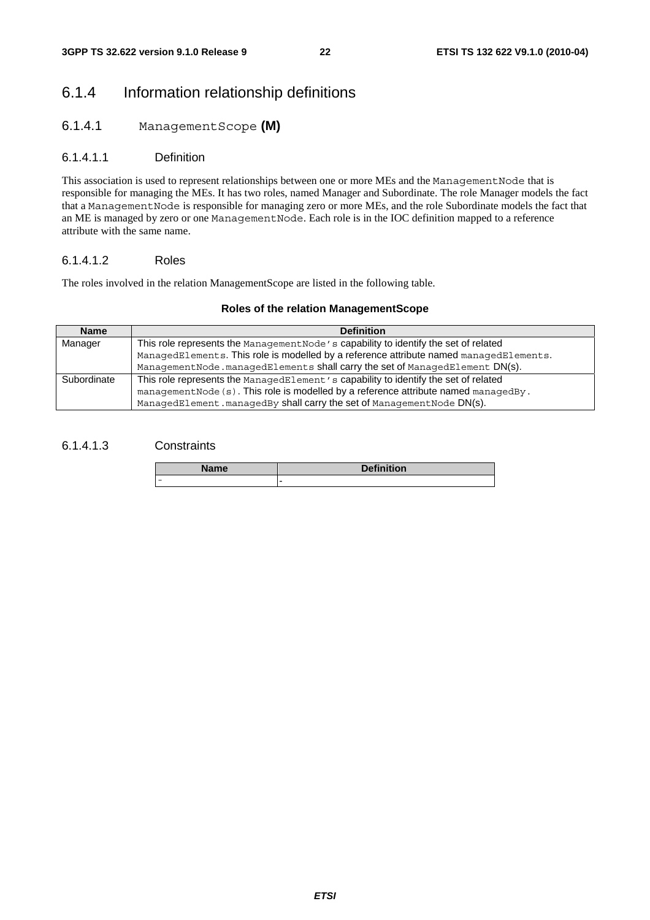## 6.1.4 Information relationship definitions

### 6.1.4.1 ManagementScope (M)

#### 6.1.4.1.1 Definition

This association is used to represent relationships between one or more MEs and the ManagementNode that is responsible for managing the MEs. It has two roles, named Manager and Subordinate. The role Manager models the fact that a ManagementNode is responsible for managing zero or more MEs, and the role Subordinate models the fact that an ME is managed by zero or one ManagementNode. Each role is in the IOC definition mapped to a reference attribute with the same name.

#### 6.1.4.1.2 Roles

The roles involved in the relation ManagementScope are listed in the following table.

**Roles of the relation ManagementScope**

| Name | Definition |
|---|---|
| Manager | This role represents the ManagementNode's capability to identify the set of related ManagedElements. This role is modelled by a reference attribute named managedElements. ManagementNode.managedElements shall carry the set of ManagedElement DN(s). |
| Subordinate | This role represents the ManagedElement's capability to identify the set of related managementNode(s). This role is modelled by a reference attribute named managedBy. ManagedElement.managedBy shall carry the set of ManagementNode DN(s). |

#### 6.1.4.1.3 Constraints

| Name | Definition |
|---|---|
| - | - |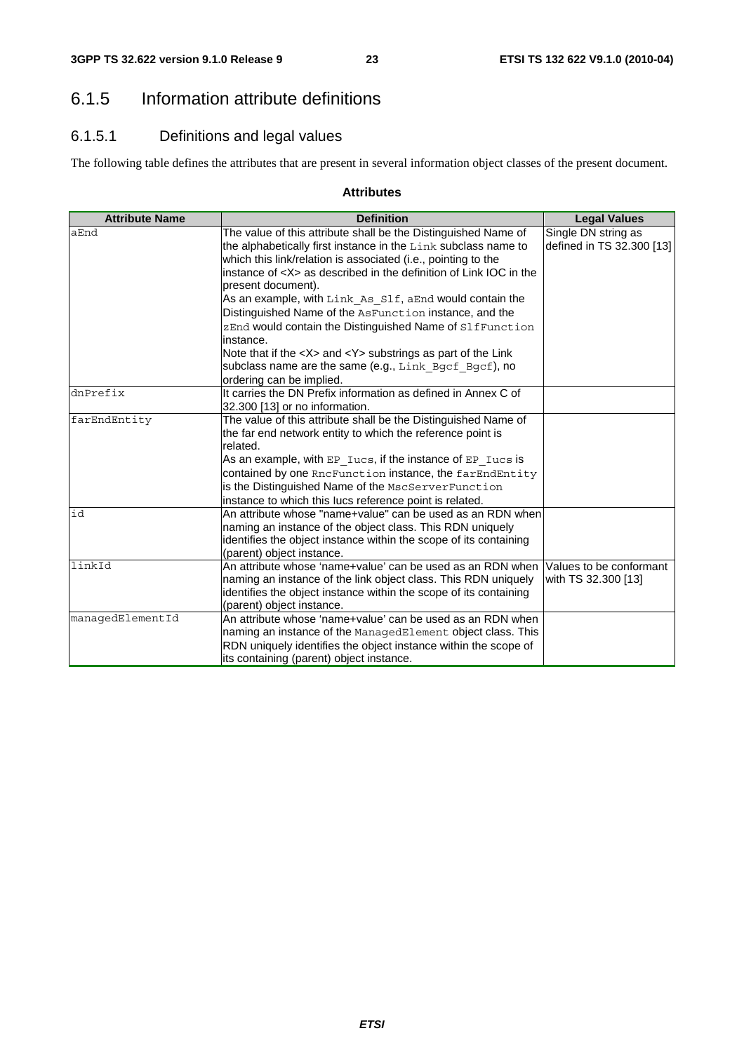## 6.1.5 Information attribute definitions

### 6.1.5.1 Definitions and legal values

The following table defines the attributes that are present in several information object classes of the present document.

**Attributes**

| Attribute Name | Definition | Legal Values |
|---|---|---|
| aEnd | The value of this attribute shall be the Distinguished Name of the alphabetically first instance in the Link subclass name to which this link/relation is associated (i.e., pointing to the instance of <X> as described in the definition of Link IOC in the present document).<br>As an example, with Link_As_Slf, aEnd would contain the Distinguished Name of the AsFunction instance, and the zEnd would contain the Distinguished Name of SlfFunction instance.<br>Note that if the <X> and <Y> substrings as part of the Link subclass name are the same (e.g., Link_Bgcf_Bgcf), no ordering can be implied. | Single DN string as defined in TS 32.300 [13] |
| dnPrefix | It carries the DN Prefix information as defined in Annex C of 32.300 [13] or no information. | |
| farEndEntity | The value of this attribute shall be the Distinguished Name of the far end network entity to which the reference point is related.<br>As an example, with EP_Iucs, if the instance of EP_Iucs is contained by one RncFunction instance, the farEndEntity is the Distinguished Name of the MscServerFunction instance to which this Iucs reference point is related. | |
| id | An attribute whose "name+value" can be used as an RDN when naming an instance of the object class. This RDN uniquely identifies the object instance within the scope of its containing (parent) object instance. | |
| linkId | An attribute whose 'name+value' can be used as an RDN when naming an instance of the link object class. This RDN uniquely identifies the object instance within the scope of its containing (parent) object instance. | Values to be conformant with TS 32.300 [13] |
| managedElementId | An attribute whose 'name+value' can be used as an RDN when naming an instance of the ManagedElement object class. This RDN uniquely identifies the object instance within the scope of its containing (parent) object instance. | |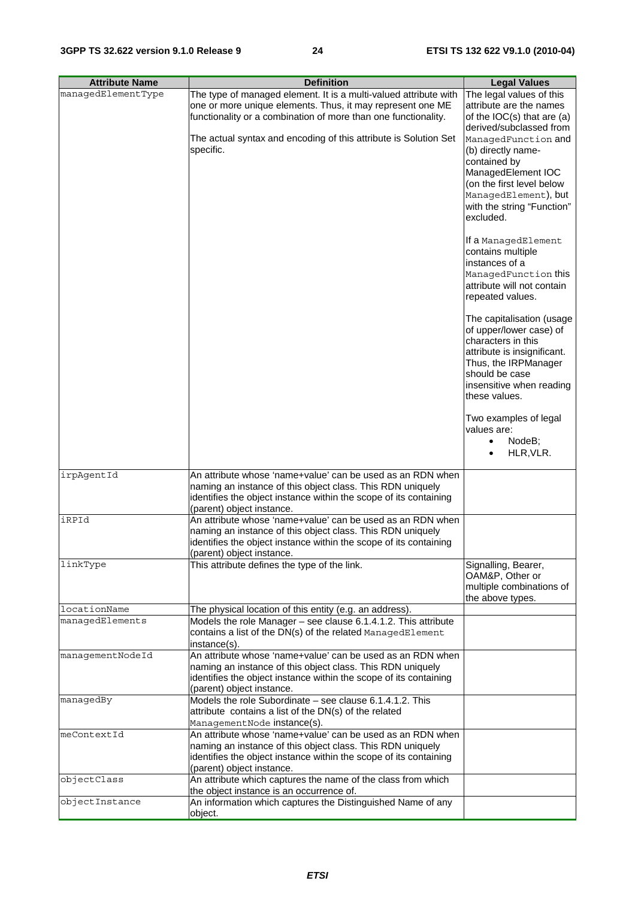| Attribute Name | Definition | Legal Values |
|---|---|---|
| managedElementType | The type of managed element. It is a multi-valued attribute with one or more unique elements. Thus, it may represent one ME functionality or a combination of more than one functionality.<br><br>The actual syntax and encoding of this attribute is Solution Set specific. | The legal values of this attribute are the names of the IOC(s) that are (a) derived/subclassed from ManagedFunction and (b) directly name-contained by ManagedElement IOC (on the first level below ManagedElement), but with the string "Function" excluded.<br><br>If a ManagedElement contains multiple instances of a ManagedFunction this attribute will not contain repeated values.<br><br>The capitalisation (usage of upper/lower case) of characters in this attribute is insignificant. Thus, the IRPManager should be case insensitive when reading these values.<br><br>Two examples of legal values are:<br>• NodeB;<br>• HLR,VLR. |
| irpAgentId | An attribute whose 'name+value' can be used as an RDN when naming an instance of this object class. This RDN uniquely identifies the object instance within the scope of its containing (parent) object instance. | |
| iRPId | An attribute whose 'name+value' can be used as an RDN when naming an instance of this object class. This RDN uniquely identifies the object instance within the scope of its containing (parent) object instance. | |
| linkType | This attribute defines the type of the link. | Signalling, Bearer, OAM&P, Other or multiple combinations of the above types. |
| locationName | The physical location of this entity (e.g. an address). | |
| managedElements | Models the role Manager – see clause 6.1.4.1.2. This attribute contains a list of the DN(s) of the related ManagedElement instance(s). | |
| managementNodeId | An attribute whose 'name+value' can be used as an RDN when naming an instance of this object class. This RDN uniquely identifies the object instance within the scope of its containing (parent) object instance. | |
| managedBy | Models the role Subordinate – see clause 6.1.4.1.2. This attribute contains a list of the DN(s) of the related ManagementNode instance(s). | |
| meContextId | An attribute whose 'name+value' can be used as an RDN when naming an instance of this object class. This RDN uniquely identifies the object instance within the scope of its containing (parent) object instance. | |
| objectClass | An attribute which captures the name of the class from which the object instance is an occurrence of. | |
| objectInstance | An information which captures the Distinguished Name of any object. | |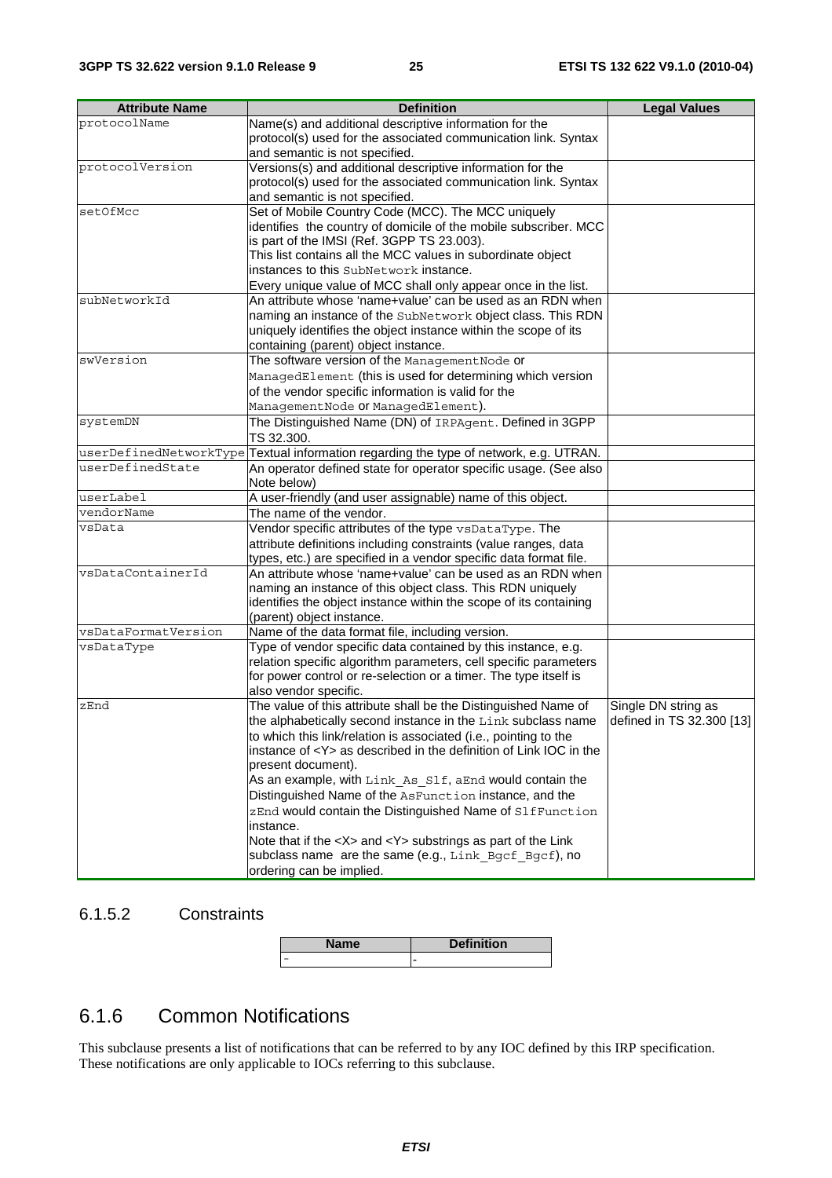| Attribute Name | Definition | Legal Values |
| --- | --- | --- |
| protocolName | Name(s) and additional descriptive information for the protocol(s) used for the associated communication link. Syntax and semantic is not specified. | |
| protocolVersion | Versions(s) and additional descriptive information for the protocol(s) used for the associated communication link. Syntax and semantic is not specified. | |
| setOfMcc | Set of Mobile Country Code (MCC). The MCC uniquely identifies the country of domicile of the mobile subscriber. MCC is part of the IMSI (Ref. 3GPP TS 23.003).<br>This list contains all the MCC values in subordinate object instances to this SubNetwork instance.<br>Every unique value of MCC shall only appear once in the list. | |
| subNetworkId | An attribute whose 'name+value' can be used as an RDN when naming an instance of the SubNetwork object class. This RDN uniquely identifies the object instance within the scope of its containing (parent) object instance. | |
| swVersion | The software version of the ManagementNode or ManagedElement (this is used for determining which version of the vendor specific information is valid for the ManagementNode or ManagedElement). | |
| systemDN | The Distinguished Name (DN) of IRPAgent. Defined in 3GPP TS 32.300. | |
| userDefinedNetworkType | Textual information regarding the type of network, e.g. UTRAN. | |
| userDefinedState | An operator defined state for operator specific usage. (See also Note below) | |
| userLabel | A user-friendly (and user assignable) name of this object. | |
| vendorName | The name of the vendor. | |
| vsData | Vendor specific attributes of the type vsDataType. The attribute definitions including constraints (value ranges, data types, etc.) are specified in a vendor specific data format file. | |
| vsDataContainerId | An attribute whose 'name+value' can be used as an RDN when naming an instance of this object class. This RDN uniquely identifies the object instance within the scope of its containing (parent) object instance. | |
| vsDataFormatVersion | Name of the data format file, including version. | |
| vsDataType | Type of vendor specific data contained by this instance, e.g. relation specific algorithm parameters, cell specific parameters for power control or re-selection or a timer. The type itself is also vendor specific. | |
| zEnd | The value of this attribute shall be the Distinguished Name of the alphabetically second instance in the Link subclass name to which this link/relation is associated (i.e., pointing to the instance of <Y> as described in the definition of Link IOC in the present document).<br>As an example, with Link_As_Slf, aEnd would contain the Distinguished Name of the AsFunction instance, and the zEnd would contain the Distinguished Name of SlfFunction instance.<br>Note that if the <X> and <Y> substrings as part of the Link subclass name are the same (e.g., Link_Bgcf_Bgcf), no ordering can be implied. | Single DN string as defined in TS 32.300 [13] |

### 6.1.5.2 Constraints

| Name | Definition |
| --- | --- |
| - | - |

## 6.1.6 Common Notifications

This subclause presents a list of notifications that can be referred to by any IOC defined by this IRP specification. These notifications are only applicable to IOCs referring to this subclause.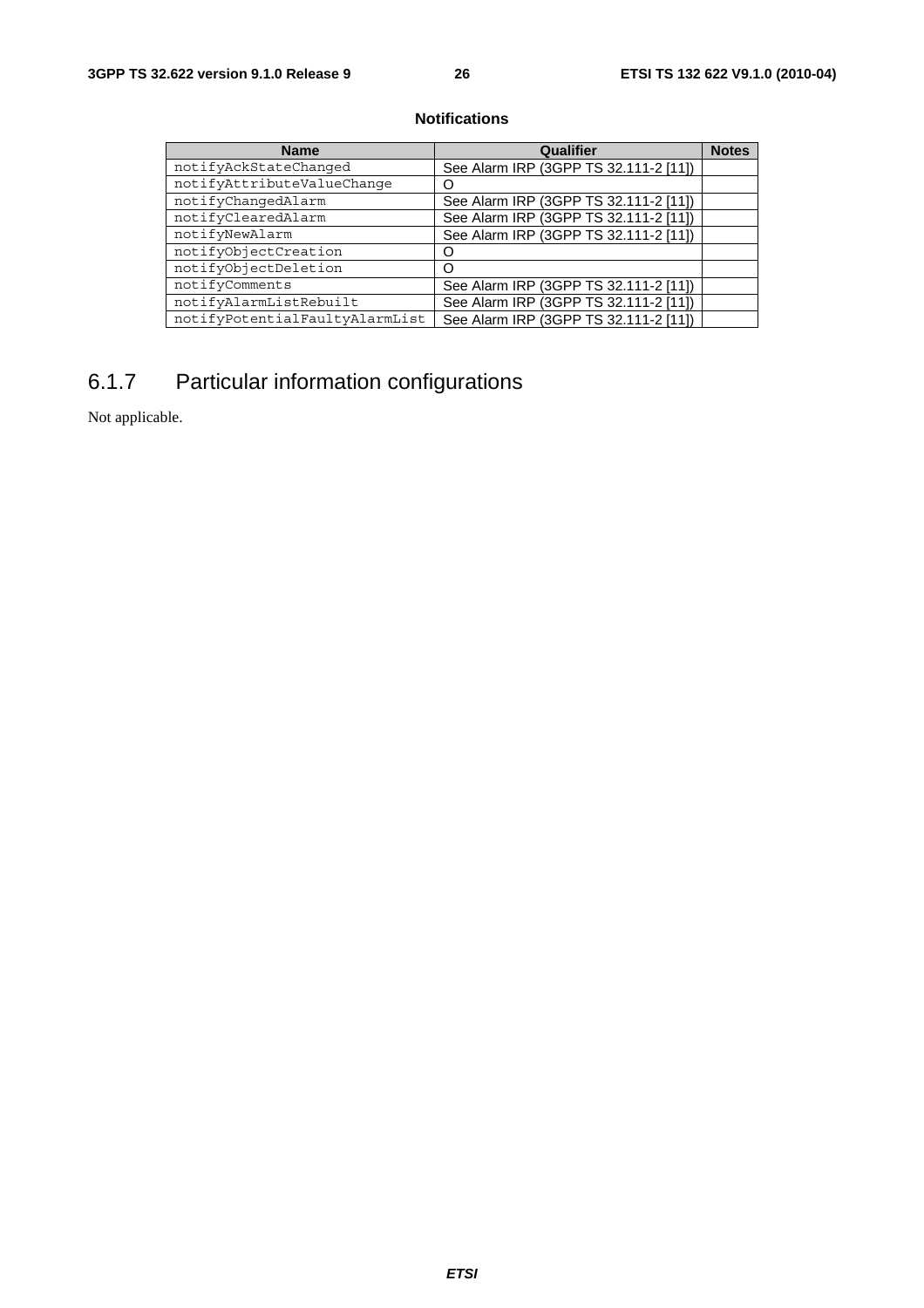**Notifications**

| Name | Qualifier | Notes |
| --- | --- | --- |
| notifyAckStateChanged | See Alarm IRP (3GPP TS 32.111-2 [11]) | |
| notifyAttributeValueChange | O | |
| notifyChangedAlarm | See Alarm IRP (3GPP TS 32.111-2 [11]) | |
| notifyClearedAlarm | See Alarm IRP (3GPP TS 32.111-2 [11]) | |
| notifyNewAlarm | See Alarm IRP (3GPP TS 32.111-2 [11]) | |
| notifyObjectCreation | O | |
| notifyObjectDeletion | O | |
| notifyComments | See Alarm IRP (3GPP TS 32.111-2 [11]) | |
| notifyAlarmListRebuilt | See Alarm IRP (3GPP TS 32.111-2 [11]) | |
| notifyPotentialFaultyAlarmList | See Alarm IRP (3GPP TS 32.111-2 [11]) | |

### 6.1.7 Particular information configurations

Not applicable.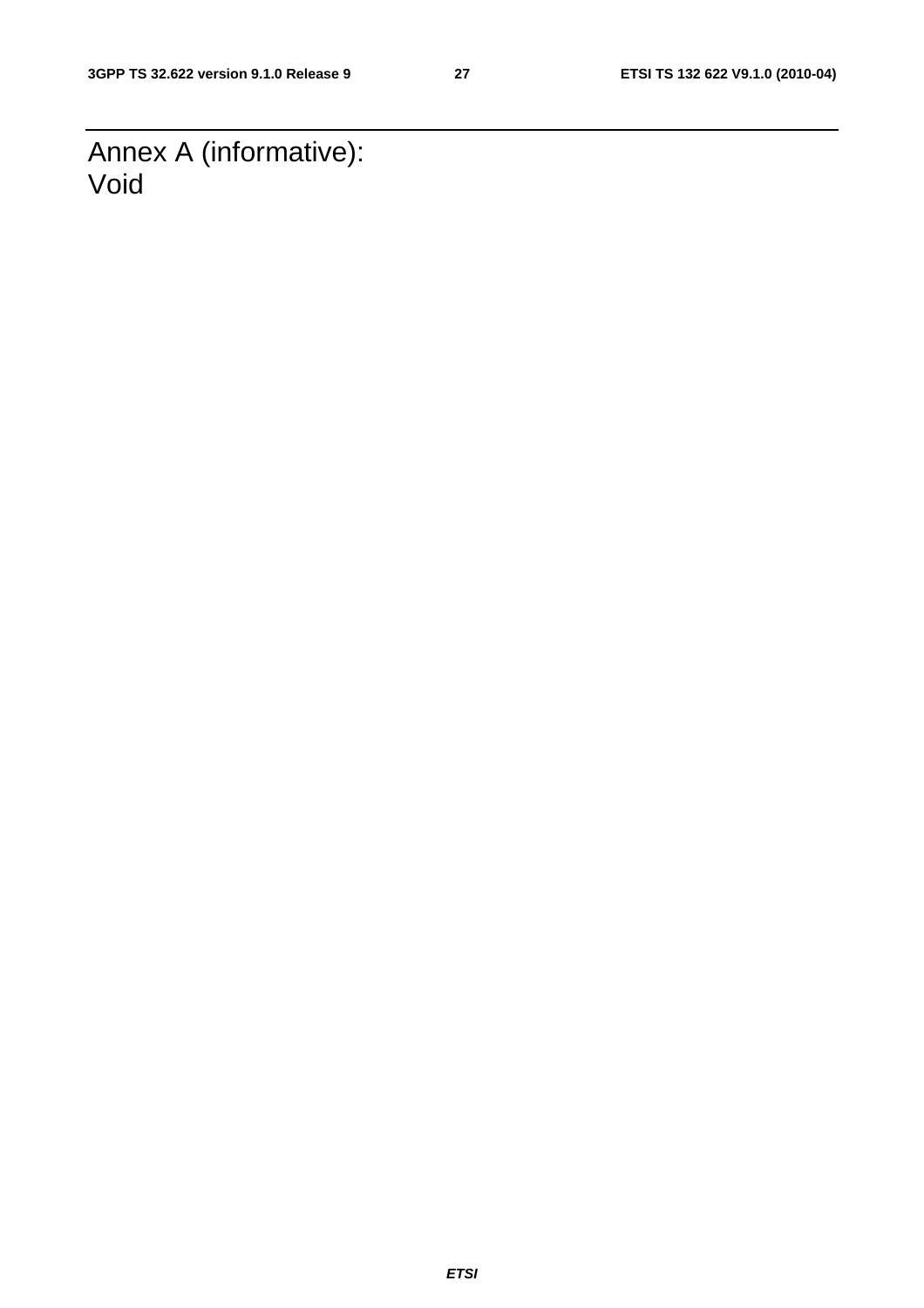# Annex A (informative): Void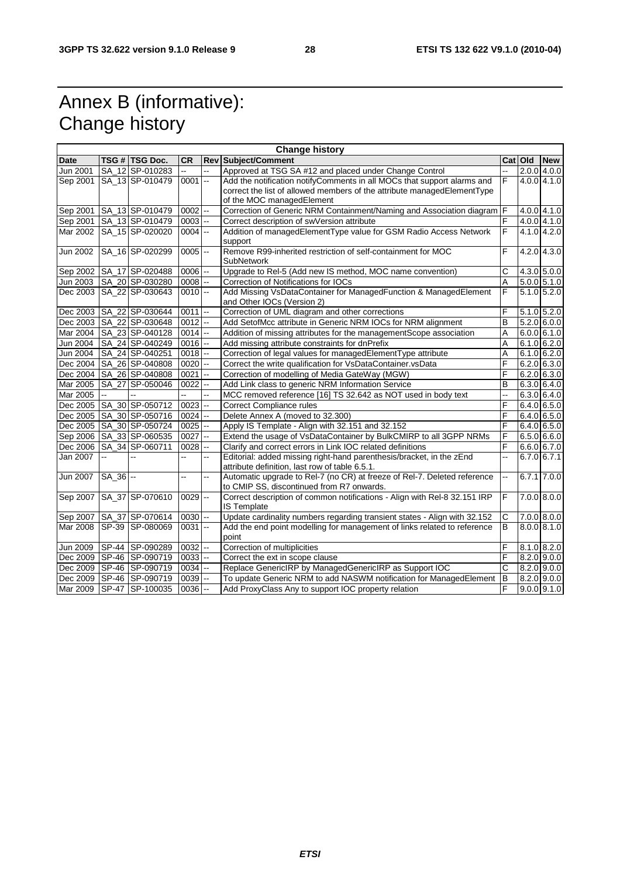# Annex B (informative): Change history

| Change history | | | | | | | | |
|---|---|---|---|---|---|---|---|---|
| **Date** | **TSG #** | **TSG Doc.** | **CR** | **Rev** | **Subject/Comment** | **Cat** | **Old** | **New** |
| Jun 2001 | SA_12 | SP-010283 | -- | -- | Approved at TSG SA #12 and placed under Change Control | -- | 2.0.0 | 4.0.0 |
| Sep 2001 | SA_13 | SP-010479 | 0001 | -- | Add the notification notifyComments in all MOCs that support alarms and correct the list of allowed members of the attribute managedElementType of the MOC managedElement | F | 4.0.0 | 4.1.0 |
| Sep 2001 | SA_13 | SP-010479 | 0002 | -- | Correction of Generic NRM Containment/Naming and Association diagram | F | 4.0.0 | 4.1.0 |
| Sep 2001 | SA_13 | SP-010479 | 0003 | -- | Correct description of swVersion attribute | F | 4.0.0 | 4.1.0 |
| Mar 2002 | SA_15 | SP-020020 | 0004 | -- | Addition of managedElementType value for GSM Radio Access Network support | F | 4.1.0 | 4.2.0 |
| Jun 2002 | SA_16 | SP-020299 | 0005 | -- | Remove R99-inherited restriction of self-containment for MOC SubNetwork | F | 4.2.0 | 4.3.0 |
| Sep 2002 | SA_17 | SP-020488 | 0006 | -- | Upgrade to Rel-5 (Add new IS method, MOC name convention) | C | 4.3.0 | 5.0.0 |
| Jun 2003 | SA_20 | SP-030280 | 0008 | -- | Correction of Notifications for IOCs | A | 5.0.0 | 5.1.0 |
| Dec 2003 | SA_22 | SP-030643 | 0010 | -- | Add Missing VsDataContainer for ManagedFunction & ManagedElement and Other IOCs (Version 2) | F | 5.1.0 | 5.2.0 |
| Dec 2003 | SA_22 | SP-030644 | 0011 | -- | Correction of UML diagram and other corrections | F | 5.1.0 | 5.2.0 |
| Dec 2003 | SA_22 | SP-030648 | 0012 | -- | Add SetofMcc attribute in Generic NRM IOCs for NRM alignment | B | 5.2.0 | 6.0.0 |
| Mar 2004 | SA_23 | SP-040128 | 0014 | -- | Addition of missing attributes for the managementScope association | A | 6.0.0 | 6.1.0 |
| Jun 2004 | SA_24 | SP-040249 | 0016 | -- | Add missing attribute constraints for dnPrefix | A | 6.1.0 | 6.2.0 |
| Jun 2004 | SA_24 | SP-040251 | 0018 | -- | Correction of legal values for managedElementType attribute | A | 6.1.0 | 6.2.0 |
| Dec 2004 | SA_26 | SP-040808 | 0020 | -- | Correct the write qualification for VsDataContainer.vsData | F | 6.2.0 | 6.3.0 |
| Dec 2004 | SA_26 | SP-040808 | 0021 | -- | Correction of modelling of Media GateWay (MGW) | F | 6.2.0 | 6.3.0 |
| Mar 2005 | SA_27 | SP-050046 | 0022 | -- | Add Link class to generic NRM Information Service | B | 6.3.0 | 6.4.0 |
| Mar 2005 | -- | -- | -- | -- | MCC removed reference [16] TS 32.642 as NOT used in body text | -- | 6.3.0 | 6.4.0 |
| Dec 2005 | SA_30 | SP-050712 | 0023 | -- | Correct Compliance rules | F | 6.4.0 | 6.5.0 |
| Dec 2005 | SA_30 | SP-050716 | 0024 | -- | Delete Annex A (moved to 32.300) | F | 6.4.0 | 6.5.0 |
| Dec 2005 | SA_30 | SP-050724 | 0025 | -- | Apply IS Template - Align with 32.151 and 32.152 | F | 6.4.0 | 6.5.0 |
| Sep 2006 | SA_33 | SP-060535 | 0027 | -- | Extend the usage of VsDataContainer by BulkCMIRP to all 3GPP NRMs | F | 6.5.0 | 6.6.0 |
| Dec 2006 | SA_34 | SP-060711 | 0028 | -- | Clarify and correct errors in Link IOC related definitions | F | 6.6.0 | 6.7.0 |
| Jan 2007 | -- | -- | -- | -- | Editorial: added missing right-hand parenthesis/bracket, in the zEnd attribute definition, last row of table 6.5.1. | -- | 6.7.0 | 6.7.1 |
| Jun 2007 | SA_36 | -- | -- | -- | Automatic upgrade to Rel-7 (no CR) at freeze of Rel-7. Deleted reference to CMIP SS, discontinued from R7 onwards. | -- | 6.7.1 | 7.0.0 |
| Sep 2007 | SA_37 | SP-070610 | 0029 | -- | Correct description of common notifications - Align with Rel-8 32.151 IRP IS Template | F | 7.0.0 | 8.0.0 |
| Sep 2007 | SA_37 | SP-070614 | 0030 | -- | Update cardinality numbers regarding transient states - Align with 32.152 | C | 7.0.0 | 8.0.0 |
| Mar 2008 | SP-39 | SP-080069 | 0031 | -- | Add the end point modelling for management of links related to reference point | B | 8.0.0 | 8.1.0 |
| Jun 2009 | SP-44 | SP-090289 | 0032 | -- | Correction of multiplicities | F | 8.1.0 | 8.2.0 |
| Dec 2009 | SP-46 | SP-090719 | 0033 | -- | Correct the ext in scope clause | F | 8.2.0 | 9.0.0 |
| Dec 2009 | SP-46 | SP-090719 | 0034 | -- | Replace GenericIRP by ManagedGenericIRP as Support IOC | C | 8.2.0 | 9.0.0 |
| Dec 2009 | SP-46 | SP-090719 | 0039 | -- | To update Generic NRM to add NASWM notification for ManagedElement | B | 8.2.0 | 9.0.0 |
| Mar 2009 | SP-47 | SP-100035 | 0036 | -- | Add ProxyClass Any to support IOC property relation | F | 9.0.0 | 9.1.0 |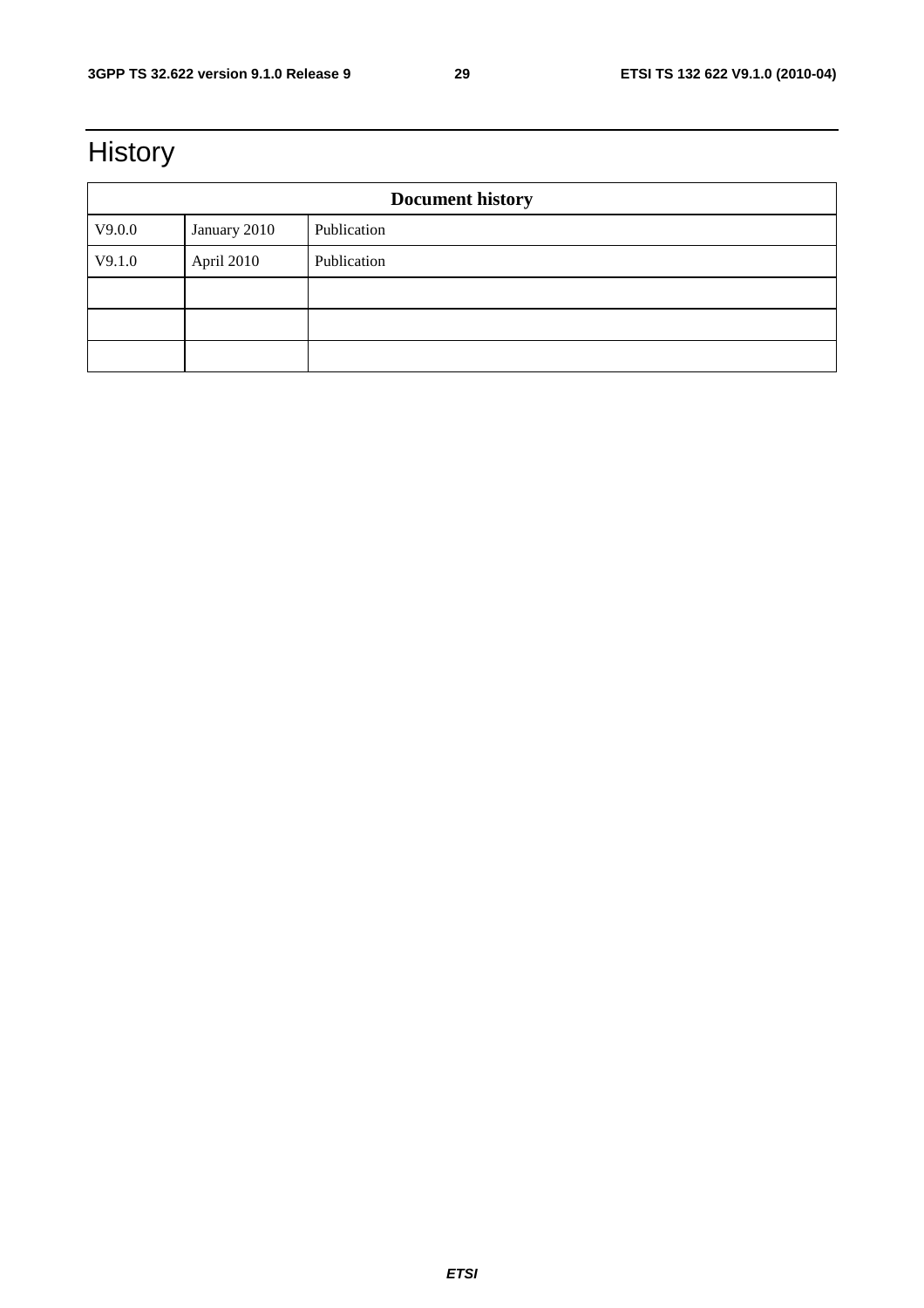# History

| Document history | | |
|---|---|---|
| V9.0.0 | January 2010 | Publication |
| V9.1.0 | April 2010 | Publication |
| | | |
| | | |
| | | |